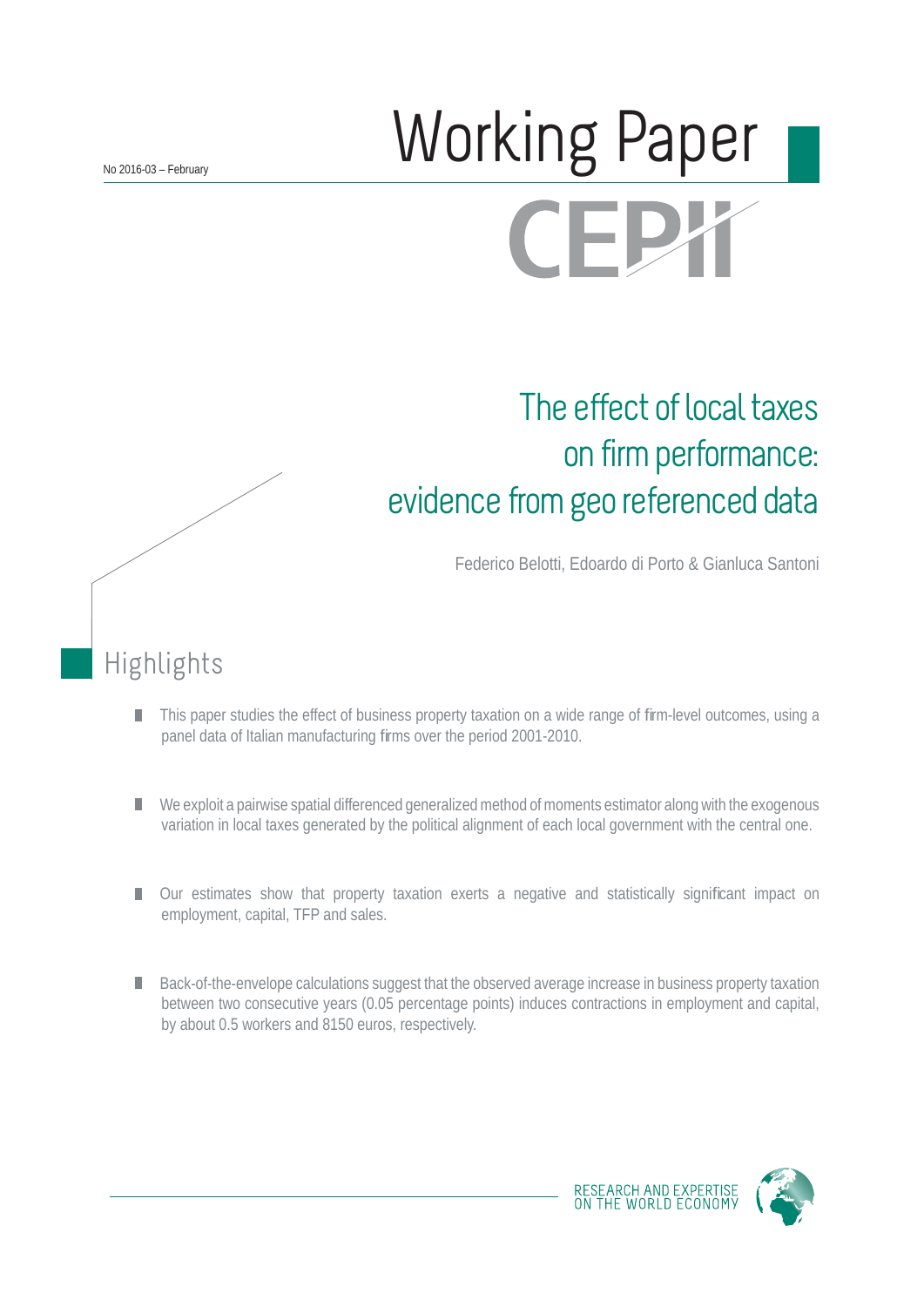No 2016-03 – February

# Working Paper

CEPII

## The effect of local taxes on firm performance: evidence from geo referenced data

Federico Belotti, Edoardo di Porto & Gianluca Santoni

## Highlights

- This paper studies the effect of business property taxation on a wide range of firm-level outcomes, using a panel data of Italian manufacturing firms over the period 2001-2010.
- We exploit a pairwise spatial differenced generalized method of moments estimator along with the exogenous variation in local taxes generated by the political alignment of each local government with the central one.
- Our estimates show that property taxation exerts a negative and statistically significant impact on employment, capital, TFP and sales.
- Back-of-the-envelope calculations suggest that the observed average increase in business property taxation between two consecutive years (0.05 percentage points) induces contractions in employment and capital, by about 0.5 workers and 8150 euros, respectively.

RESEARCH AND EXPERTISE ON THE WORLD ECONOMY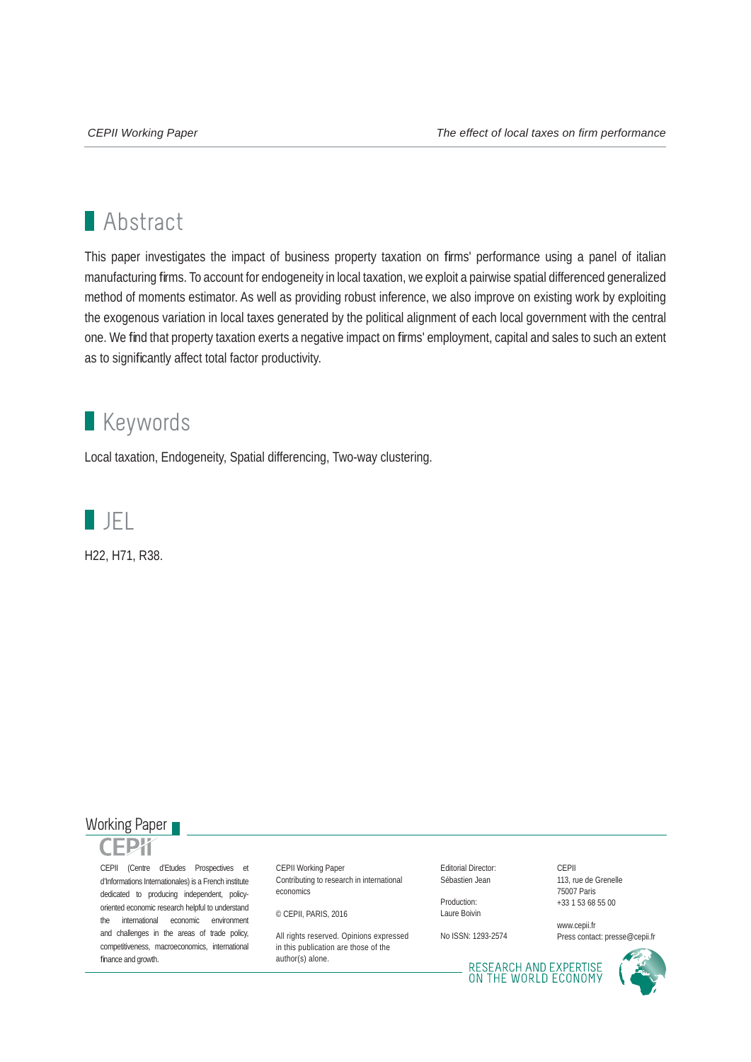## Abstract

This paper investigates the impact of business property taxation on firms' performance using a panel of italian manufacturing firms. To account for endogeneity in local taxation, we exploit a pairwise spatial differenced generalized method of moments estimator. As well as providing robust inference, we also improve on existing work by exploiting the exogenous variation in local taxes generated by the political alignment of each local government with the central one. We find that property taxation exerts a negative impact on firms' employment, capital and sales to such an extent as to significantly affect total factor productivity.

## Keywords

Local taxation, Endogeneity, Spatial differencing, Two-way clustering.

## JEL

H22, H71, R38.

Working Paper

CEPII (Centre d'Etudes Prospectives et d'Informations Internationales) is a French institute dedicated to producing independent, policy-oriented economic research helpful to understand the international economic environment and challenges in the areas of trade policy, competitiveness, macroeconomics, international finance and growth.

CEPII Working Paper
Contributing to research in international economics

© CEPII, PARIS, 2016

All rights reserved. Opinions expressed in this publication are those of the author(s) alone.

Editorial Director:
Sébastien Jean

Production:
Laure Boivin

No ISSN: 1293-2574

CEPII
113, rue de Grenelle
75007 Paris
+33 1 53 68 55 00

www.cepii.fr
Press contact: presse@cepii.fr

RESEARCH AND EXPERTISE ON THE WORLD ECONOMY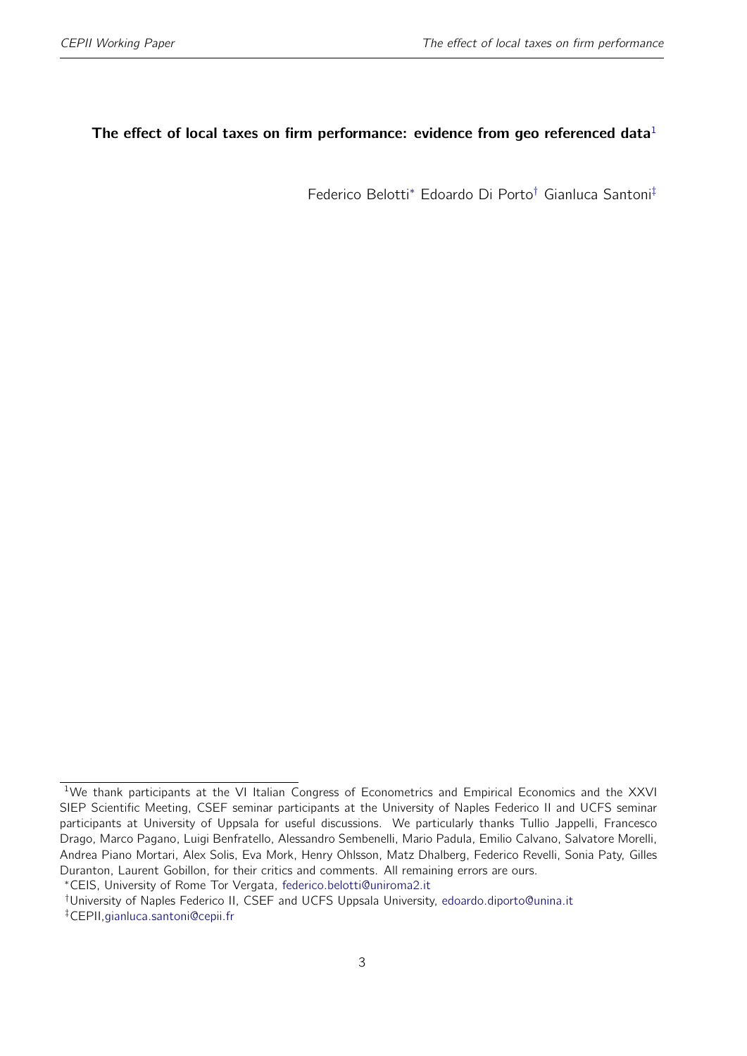# The effect of local taxes on firm performance: evidence from geo referenced data[1]

Federico Belotti[*] Edoardo Di Porto[†] Gianluca Santoni[‡]

[1]We thank participants at the VI Italian Congress of Econometrics and Empirical Economics and the XXVI SIEP Scientific Meeting, CSEF seminar participants at the University of Naples Federico II and UCFS seminar participants at University of Uppsala for useful discussions. We particularly thanks Tullio Jappelli, Francesco Drago, Marco Pagano, Luigi Benfratello, Alessandro Sembenelli, Mario Padula, Emilio Calvano, Salvatore Morelli, Andrea Piano Mortari, Alex Solis, Eva Mork, Henry Ohlsson, Matz Dhalberg, Federico Revelli, Sonia Paty, Gilles Duranton, Laurent Gobillon, for their critics and comments. All remaining errors are ours.

[*]CEIS, University of Rome Tor Vergata, federico.belotti@uniroma2.it

[†]University of Naples Federico II, CSEF and UCFS Uppsala University, edoardo.diporto@unina.it

[‡]CEPII, gianluca.santoni@cepii.fr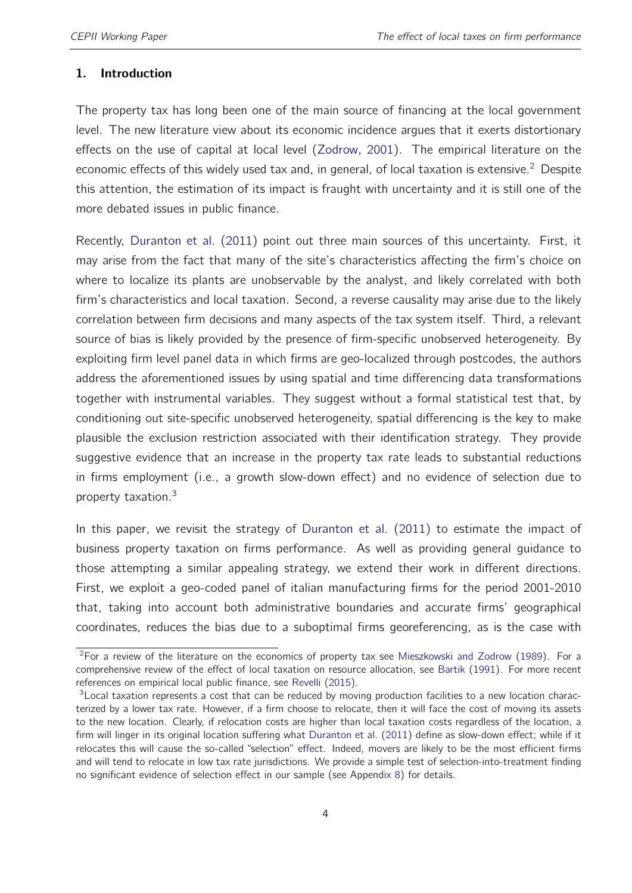## 1. Introduction

The property tax has long been one of the main source of financing at the local government level. The new literature view about its economic incidence argues that it exerts distortionary effects on the use of capital at local level (Zodrow, 2001). The empirical literature on the economic effects of this widely used tax and, in general, of local taxation is extensive.[2] Despite this attention, the estimation of its impact is fraught with uncertainty and it is still one of the more debated issues in public finance.

Recently, Duranton et al. (2011) point out three main sources of this uncertainty. First, it may arise from the fact that many of the site's characteristics affecting the firm's choice on where to localize its plants are unobservable by the analyst, and likely correlated with both firm's characteristics and local taxation. Second, a reverse causality may arise due to the likely correlation between firm decisions and many aspects of the tax system itself. Third, a relevant source of bias is likely provided by the presence of firm-specific unobserved heterogeneity. By exploiting firm level panel data in which firms are geo-localized through postcodes, the authors address the aforementioned issues by using spatial and time differencing data transformations together with instrumental variables. They suggest without a formal statistical test that, by conditioning out site-specific unobserved heterogeneity, spatial differencing is the key to make plausible the exclusion restriction associated with their identification strategy. They provide suggestive evidence that an increase in the property tax rate leads to substantial reductions in firms employment (i.e., a growth slow-down effect) and no evidence of selection due to property taxation.[3]

In this paper, we revisit the strategy of Duranton et al. (2011) to estimate the impact of business property taxation on firms performance. As well as providing general guidance to those attempting a similar appealing strategy, we extend their work in different directions. First, we exploit a geo-coded panel of italian manufacturing firms for the period 2001-2010 that, taking into account both administrative boundaries and accurate firms' geographical coordinates, reduces the bias due to a suboptimal firms georeferencing, as is the case with

---

[2] For a review of the literature on the economics of property tax see Mieszkowski and Zodrow (1989). For a comprehensive review of the effect of local taxation on resource allocation, see Bartik (1991). For more recent references on empirical local public finance, see Revelli (2015).

[3] Local taxation represents a cost that can be reduced by moving production facilities to a new location characterized by a lower tax rate. However, if a firm choose to relocate, then it will face the cost of moving its assets to the new location. Clearly, if relocation costs are higher than local taxation costs regardless of the location, a firm will linger in its original location suffering what Duranton et al. (2011) define as slow-down effect; while if it relocates this will cause the so-called "selection" effect. Indeed, movers are likely to be the most efficient firms and will tend to relocate in low tax rate jurisdictions. We provide a simple test of selection-into-treatment finding no significant evidence of selection effect in our sample (see Appendix 8) for details.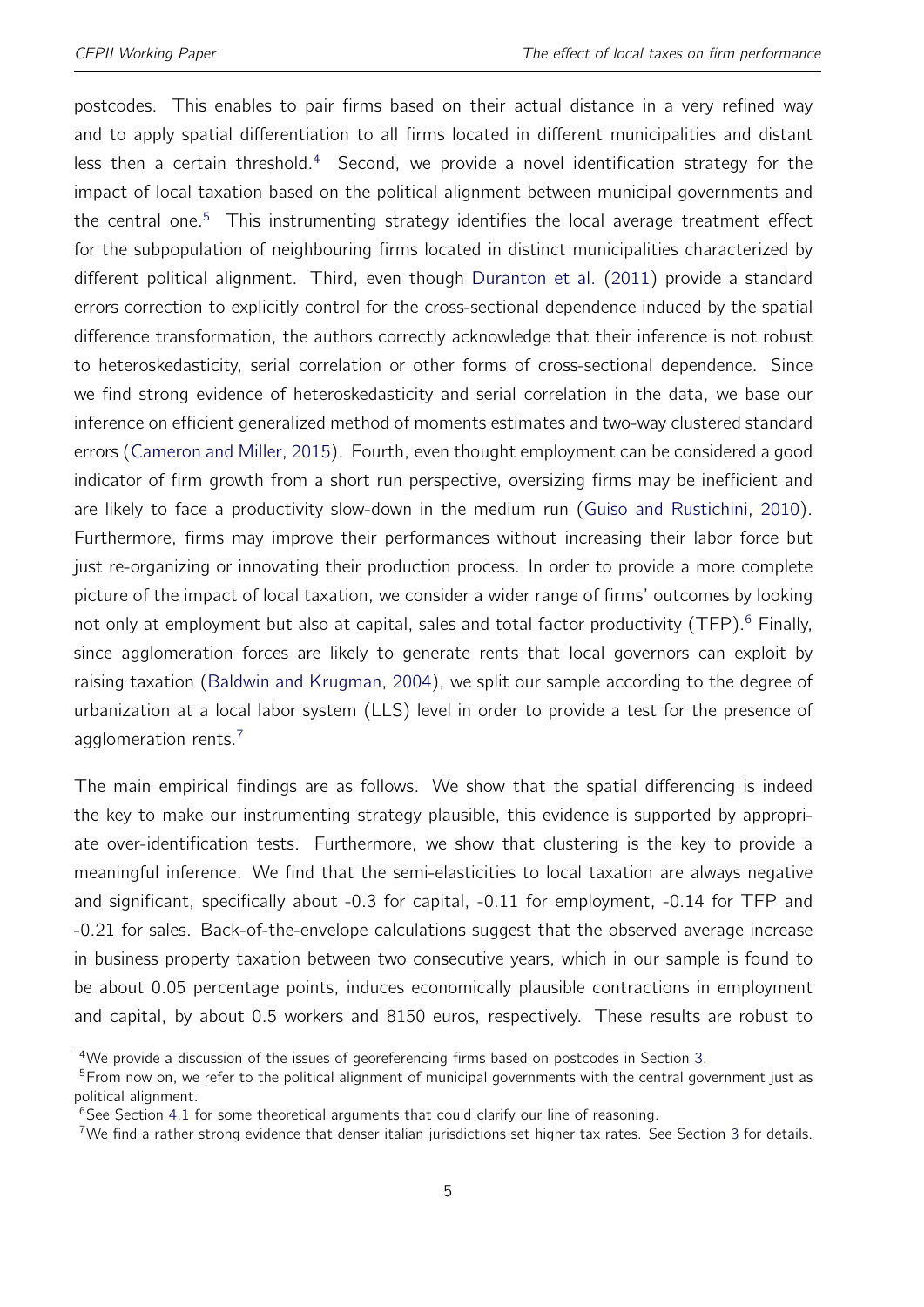postcodes. This enables to pair firms based on their actual distance in a very refined way and to apply spatial differentiation to all firms located in different municipalities and distant less then a certain threshold.[4] Second, we provide a novel identification strategy for the impact of local taxation based on the political alignment between municipal governments and the central one.[5] This instrumenting strategy identifies the local average treatment effect for the subpopulation of neighbouring firms located in distinct municipalities characterized by different political alignment. Third, even though Duranton et al. (2011) provide a standard errors correction to explicitly control for the cross-sectional dependence induced by the spatial difference transformation, the authors correctly acknowledge that their inference is not robust to heteroskedasticity, serial correlation or other forms of cross-sectional dependence. Since we find strong evidence of heteroskedasticity and serial correlation in the data, we base our inference on efficient generalized method of moments estimates and two-way clustered standard errors (Cameron and Miller, 2015). Fourth, even thought employment can be considered a good indicator of firm growth from a short run perspective, oversizing firms may be inefficient and are likely to face a productivity slow-down in the medium run (Guiso and Rustichini, 2010). Furthermore, firms may improve their performances without increasing their labor force but just re-organizing or innovating their production process. In order to provide a more complete picture of the impact of local taxation, we consider a wider range of firms' outcomes by looking not only at employment but also at capital, sales and total factor productivity (TFP).[6] Finally, since agglomeration forces are likely to generate rents that local governors can exploit by raising taxation (Baldwin and Krugman, 2004), we split our sample according to the degree of urbanization at a local labor system (LLS) level in order to provide a test for the presence of agglomeration rents.[7]

The main empirical findings are as follows. We show that the spatial differencing is indeed the key to make our instrumenting strategy plausible, this evidence is supported by appropriate over-identification tests. Furthermore, we show that clustering is the key to provide a meaningful inference. We find that the semi-elasticities to local taxation are always negative and significant, specifically about -0.3 for capital, -0.11 for employment, -0.14 for TFP and -0.21 for sales. Back-of-the-envelope calculations suggest that the observed average increase in business property taxation between two consecutive years, which in our sample is found to be about 0.05 percentage points, induces economically plausible contractions in employment and capital, by about 0.5 workers and 8150 euros, respectively. These results are robust to

[4] We provide a discussion of the issues of georeferencing firms based on postcodes in Section 3.

[5] From now on, we refer to the political alignment of municipal governments with the central government just as political alignment.

[6] See Section 4.1 for some theoretical arguments that could clarify our line of reasoning.

[7] We find a rather strong evidence that denser italian jurisdictions set higher tax rates. See Section 3 for details.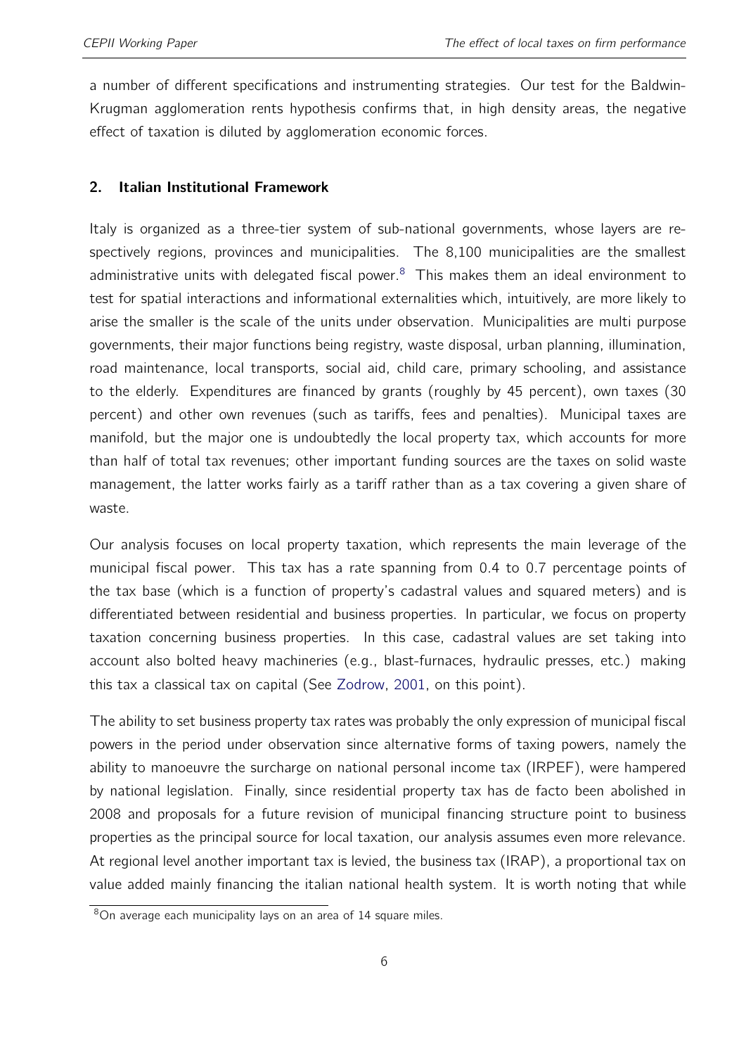a number of different specifications and instrumenting strategies. Our test for the Baldwin-Krugman agglomeration rents hypothesis confirms that, in high density areas, the negative effect of taxation is diluted by agglomeration economic forces.

## 2. Italian Institutional Framework

Italy is organized as a three-tier system of sub-national governments, whose layers are respectively regions, provinces and municipalities. The 8,100 municipalities are the smallest administrative units with delegated fiscal power.[8] This makes them an ideal environment to test for spatial interactions and informational externalities which, intuitively, are more likely to arise the smaller is the scale of the units under observation. Municipalities are multi purpose governments, their major functions being registry, waste disposal, urban planning, illumination, road maintenance, local transports, social aid, child care, primary schooling, and assistance to the elderly. Expenditures are financed by grants (roughly by 45 percent), own taxes (30 percent) and other own revenues (such as tariffs, fees and penalties). Municipal taxes are manifold, but the major one is undoubtedly the local property tax, which accounts for more than half of total tax revenues; other important funding sources are the taxes on solid waste management, the latter works fairly as a tariff rather than as a tax covering a given share of waste.

Our analysis focuses on local property taxation, which represents the main leverage of the municipal fiscal power. This tax has a rate spanning from 0.4 to 0.7 percentage points of the tax base (which is a function of property's cadastral values and squared meters) and is differentiated between residential and business properties. In particular, we focus on property taxation concerning business properties. In this case, cadastral values are set taking into account also bolted heavy machineries (e.g., blast-furnaces, hydraulic presses, etc.) making this tax a classical tax on capital (See Zodrow, 2001, on this point).

The ability to set business property tax rates was probably the only expression of municipal fiscal powers in the period under observation since alternative forms of taxing powers, namely the ability to manoeuvre the surcharge on national personal income tax (IRPEF), were hampered by national legislation. Finally, since residential property tax has de facto been abolished in 2008 and proposals for a future revision of municipal financing structure point to business properties as the principal source for local taxation, our analysis assumes even more relevance. At regional level another important tax is levied, the business tax (IRAP), a proportional tax on value added mainly financing the italian national health system. It is worth noting that while

[8] On average each municipality lays on an area of 14 square miles.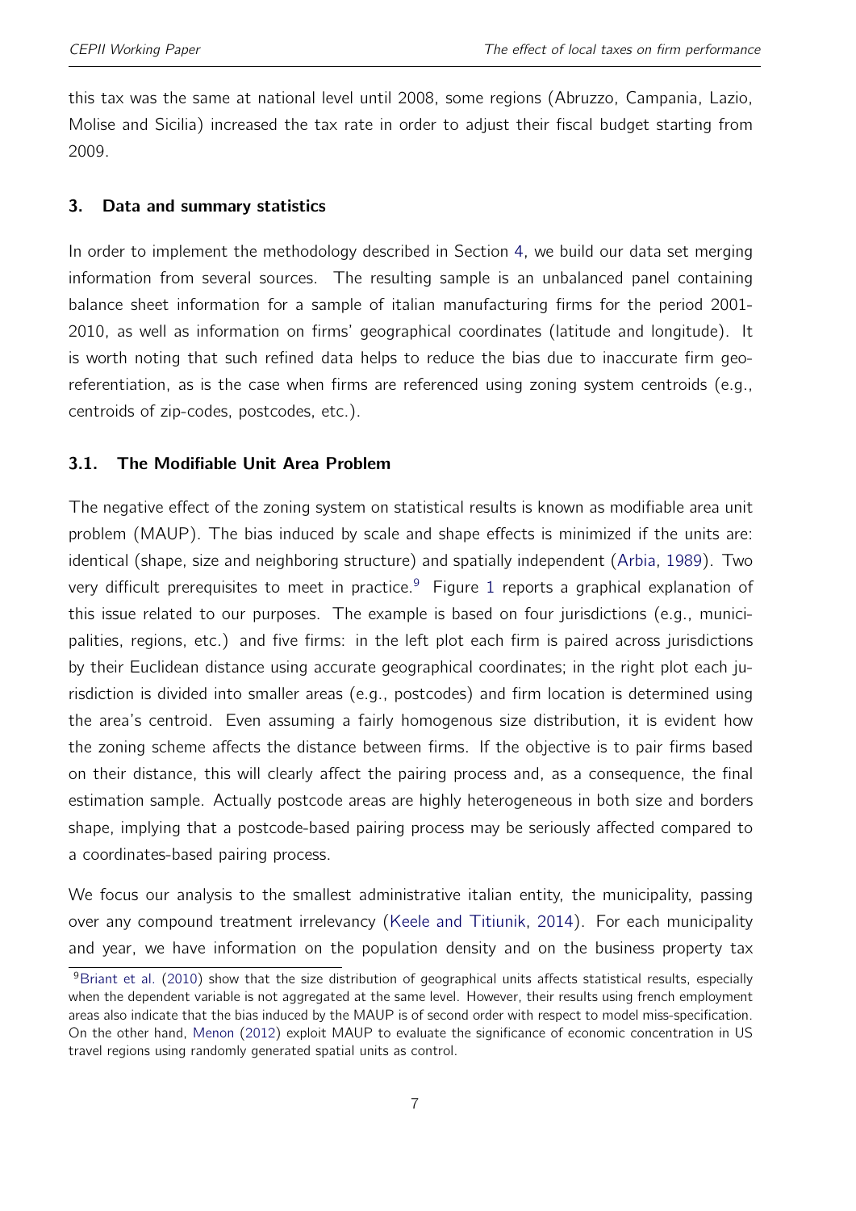this tax was the same at national level until 2008, some regions (Abruzzo, Campania, Lazio, Molise and Sicilia) increased the tax rate in order to adjust their fiscal budget starting from 2009.

## 3. Data and summary statistics

In order to implement the methodology described in Section 4, we build our data set merging information from several sources. The resulting sample is an unbalanced panel containing balance sheet information for a sample of italian manufacturing firms for the period 2001-2010, as well as information on firms' geographical coordinates (latitude and longitude). It is worth noting that such refined data helps to reduce the bias due to inaccurate firm geo-referentiation, as is the case when firms are referenced using zoning system centroids (e.g., centroids of zip-codes, postcodes, etc.).

### 3.1. The Modifiable Unit Area Problem

The negative effect of the zoning system on statistical results is known as modifiable area unit problem (MAUP). The bias induced by scale and shape effects is minimized if the units are: identical (shape, size and neighboring structure) and spatially independent (Arbia, 1989). Two very difficult prerequisites to meet in practice.[9] Figure 1 reports a graphical explanation of this issue related to our purposes. The example is based on four jurisdictions (e.g., municipalities, regions, etc.) and five firms: in the left plot each firm is paired across jurisdictions by their Euclidean distance using accurate geographical coordinates; in the right plot each jurisdiction is divided into smaller areas (e.g., postcodes) and firm location is determined using the area's centroid. Even assuming a fairly homogenous size distribution, it is evident how the zoning scheme affects the distance between firms. If the objective is to pair firms based on their distance, this will clearly affect the pairing process and, as a consequence, the final estimation sample. Actually postcode areas are highly heterogeneous in both size and borders shape, implying that a postcode-based pairing process may be seriously affected compared to a coordinates-based pairing process.

We focus our analysis to the smallest administrative italian entity, the municipality, passing over any compound treatment irrelevancy (Keele and Titiunik, 2014). For each municipality and year, we have information on the population density and on the business property tax

[9] Briant et al. (2010) show that the size distribution of geographical units affects statistical results, especially when the dependent variable is not aggregated at the same level. However, their results using french employment areas also indicate that the bias induced by the MAUP is of second order with respect to model miss-specification. On the other hand, Menon (2012) exploit MAUP to evaluate the significance of economic concentration in US travel regions using randomly generated spatial units as control.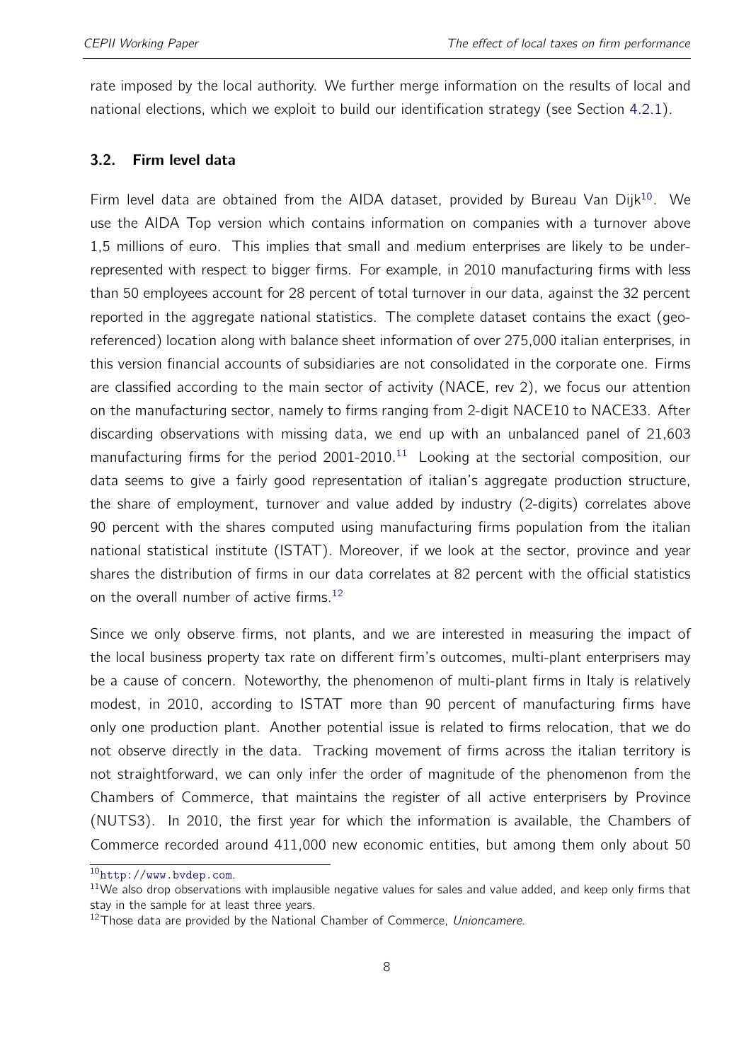rate imposed by the local authority. We further merge information on the results of local and national elections, which we exploit to build our identification strategy (see Section 4.2.1).

### 3.2. Firm level data

Firm level data are obtained from the AIDA dataset, provided by Bureau Van Dijk[10]. We use the AIDA Top version which contains information on companies with a turnover above 1,5 millions of euro. This implies that small and medium enterprises are likely to be under-represented with respect to bigger firms. For example, in 2010 manufacturing firms with less than 50 employees account for 28 percent of total turnover in our data, against the 32 percent reported in the aggregate national statistics. The complete dataset contains the exact (geo-referenced) location along with balance sheet information of over 275,000 italian enterprises, in this version financial accounts of subsidiaries are not consolidated in the corporate one. Firms are classified according to the main sector of activity (NACE, rev 2), we focus our attention on the manufacturing sector, namely to firms ranging from 2-digit NACE10 to NACE33. After discarding observations with missing data, we end up with an unbalanced panel of 21,603 manufacturing firms for the period 2001-2010.[11] Looking at the sectorial composition, our data seems to give a fairly good representation of italian's aggregate production structure, the share of employment, turnover and value added by industry (2-digits) correlates above 90 percent with the shares computed using manufacturing firms population from the italian national statistical institute (ISTAT). Moreover, if we look at the sector, province and year shares the distribution of firms in our data correlates at 82 percent with the official statistics on the overall number of active firms.[12]

Since we only observe firms, not plants, and we are interested in measuring the impact of the local business property tax rate on different firm's outcomes, multi-plant enterprisers may be a cause of concern. Noteworthy, the phenomenon of multi-plant firms in Italy is relatively modest, in 2010, according to ISTAT more than 90 percent of manufacturing firms have only one production plant. Another potential issue is related to firms relocation, that we do not observe directly in the data. Tracking movement of firms across the italian territory is not straightforward, we can only infer the order of magnitude of the phenomenon from the Chambers of Commerce, that maintains the register of all active enterprisers by Province (NUTS3). In 2010, the first year for which the information is available, the Chambers of Commerce recorded around 411,000 new economic entities, but among them only about 50

---

[10] http://www.bvdep.com.

[11] We also drop observations with implausible negative values for sales and value added, and keep only firms that stay in the sample for at least three years.

[12] Those data are provided by the National Chamber of Commerce, *Unioncamere*.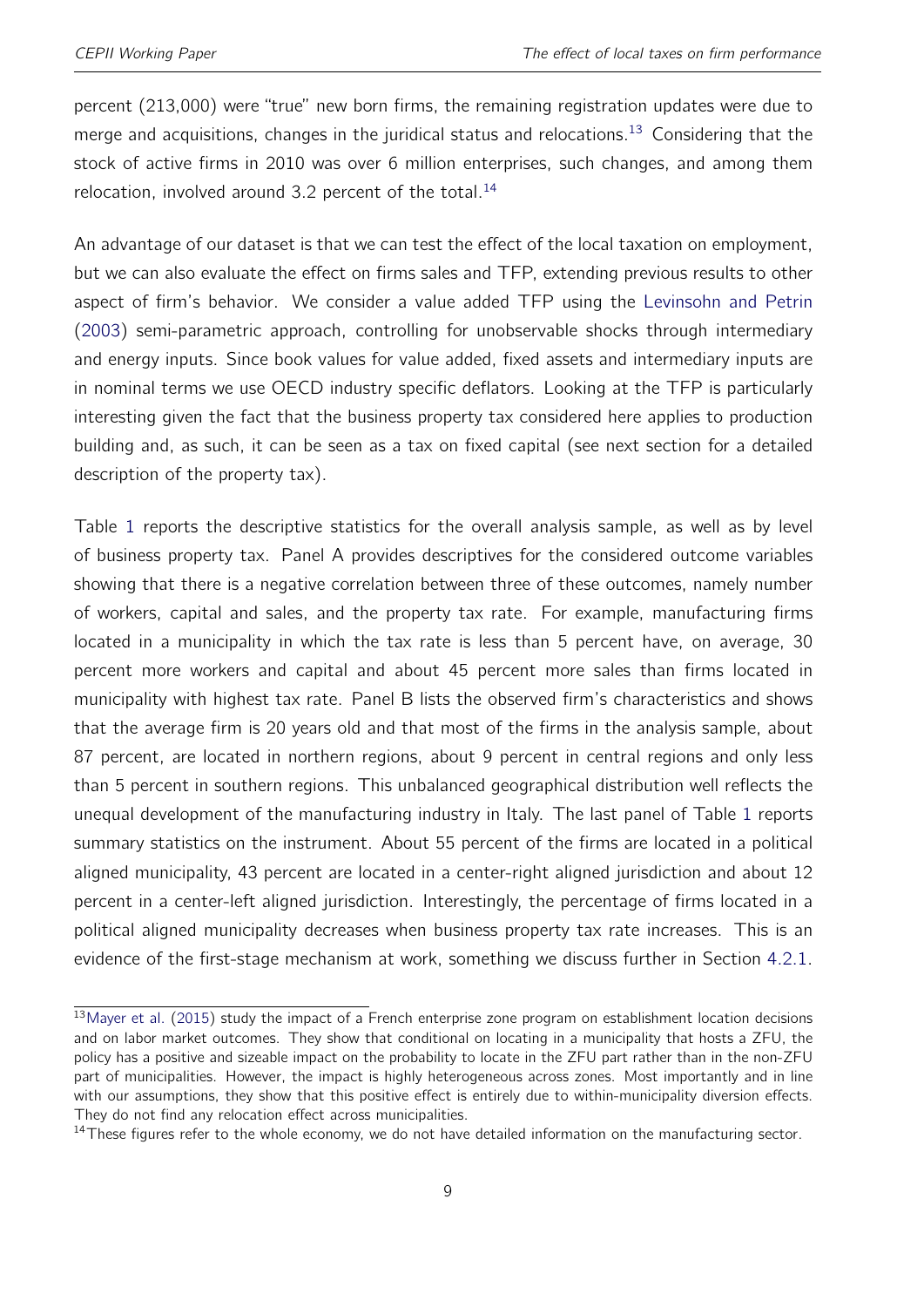percent (213,000) were "true" new born firms, the remaining registration updates were due to merge and acquisitions, changes in the juridical status and relocations.[13] Considering that the stock of active firms in 2010 was over 6 million enterprises, such changes, and among them relocation, involved around 3.2 percent of the total.[14]

An advantage of our dataset is that we can test the effect of the local taxation on employment, but we can also evaluate the effect on firms sales and TFP, extending previous results to other aspect of firm's behavior. We consider a value added TFP using the Levinsohn and Petrin (2003) semi-parametric approach, controlling for unobservable shocks through intermediary and energy inputs. Since book values for value added, fixed assets and intermediary inputs are in nominal terms we use OECD industry specific deflators. Looking at the TFP is particularly interesting given the fact that the business property tax considered here applies to production building and, as such, it can be seen as a tax on fixed capital (see next section for a detailed description of the property tax).

Table 1 reports the descriptive statistics for the overall analysis sample, as well as by level of business property tax. Panel A provides descriptives for the considered outcome variables showing that there is a negative correlation between three of these outcomes, namely number of workers, capital and sales, and the property tax rate. For example, manufacturing firms located in a municipality in which the tax rate is less than 5 percent have, on average, 30 percent more workers and capital and about 45 percent more sales than firms located in municipality with highest tax rate. Panel B lists the observed firm's characteristics and shows that the average firm is 20 years old and that most of the firms in the analysis sample, about 87 percent, are located in northern regions, about 9 percent in central regions and only less than 5 percent in southern regions. This unbalanced geographical distribution well reflects the unequal development of the manufacturing industry in Italy. The last panel of Table 1 reports summary statistics on the instrument. About 55 percent of the firms are located in a political aligned municipality, 43 percent are located in a center-right aligned jurisdiction and about 12 percent in a center-left aligned jurisdiction. Interestingly, the percentage of firms located in a political aligned municipality decreases when business property tax rate increases. This is an evidence of the first-stage mechanism at work, something we discuss further in Section 4.2.1.

[13] Mayer et al. (2015) study the impact of a French enterprise zone program on establishment location decisions and on labor market outcomes. They show that conditional on locating in a municipality that hosts a ZFU, the policy has a positive and sizeable impact on the probability to locate in the ZFU part rather than in the non-ZFU part of municipalities. However, the impact is highly heterogeneous across zones. Most importantly and in line with our assumptions, they show that this positive effect is entirely due to within-municipality diversion effects. They do not find any relocation effect across municipalities.

[14] These figures refer to the whole economy, we do not have detailed information on the manufacturing sector.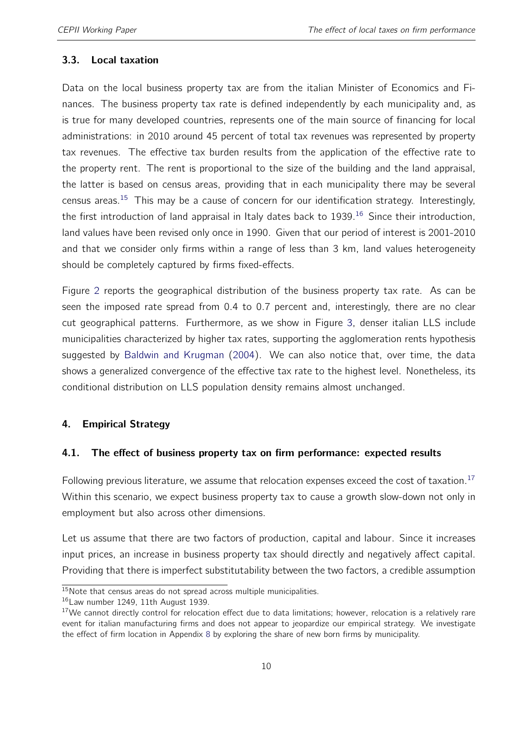### 3.3. Local taxation

Data on the local business property tax are from the italian Minister of Economics and Finances. The business property tax rate is defined independently by each municipality and, as is true for many developed countries, represents one of the main source of financing for local administrations: in 2010 around 45 percent of total tax revenues was represented by property tax revenues. The effective tax burden results from the application of the effective rate to the property rent. The rent is proportional to the size of the building and the land appraisal, the latter is based on census areas, providing that in each municipality there may be several census areas.[15] This may be a cause of concern for our identification strategy. Interestingly, the first introduction of land appraisal in Italy dates back to 1939.[16] Since their introduction, land values have been revised only once in 1990. Given that our period of interest is 2001-2010 and that we consider only firms within a range of less than 3 km, land values heterogeneity should be completely captured by firms fixed-effects.

Figure 2 reports the geographical distribution of the business property tax rate. As can be seen the imposed rate spread from 0.4 to 0.7 percent and, interestingly, there are no clear cut geographical patterns. Furthermore, as we show in Figure 3, denser italian LLS include municipalities characterized by higher tax rates, supporting the agglomeration rents hypothesis suggested by Baldwin and Krugman (2004). We can also notice that, over time, the data shows a generalized convergence of the effective tax rate to the highest level. Nonetheless, its conditional distribution on LLS population density remains almost unchanged.

## 4. Empirical Strategy

### 4.1. The effect of business property tax on firm performance: expected results

Following previous literature, we assume that relocation expenses exceed the cost of taxation.[17] Within this scenario, we expect business property tax to cause a growth slow-down not only in employment but also across other dimensions.

Let us assume that there are two factors of production, capital and labour. Since it increases input prices, an increase in business property tax should directly and negatively affect capital. Providing that there is imperfect substitutability between the two factors, a credible assumption

[15] Note that census areas do not spread across multiple municipalities.

[16] Law number 1249, 11th August 1939.

[17] We cannot directly control for relocation effect due to data limitations; however, relocation is a relatively rare event for italian manufacturing firms and does not appear to jeopardize our empirical strategy. We investigate the effect of firm location in Appendix 8 by exploring the share of new born firms by municipality.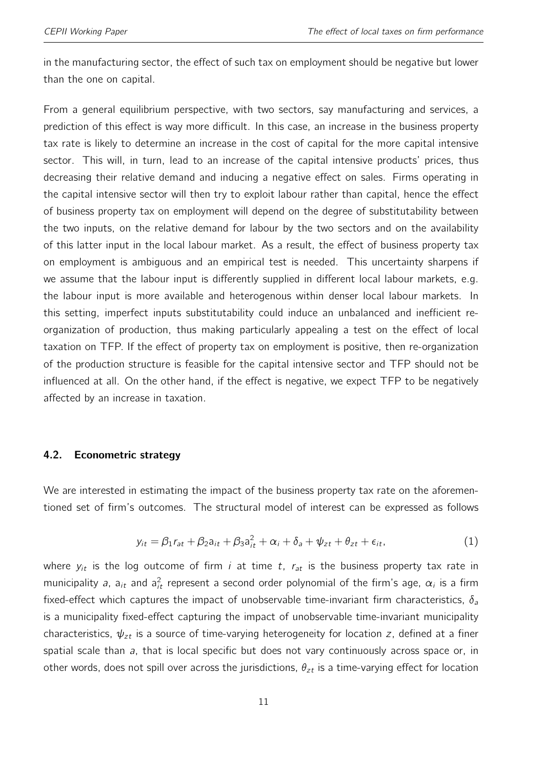in the manufacturing sector, the effect of such tax on employment should be negative but lower than the one on capital.

From a general equilibrium perspective, with two sectors, say manufacturing and services, a prediction of this effect is way more difficult. In this case, an increase in the business property tax rate is likely to determine an increase in the cost of capital for the more capital intensive sector. This will, in turn, lead to an increase of the capital intensive products' prices, thus decreasing their relative demand and inducing a negative effect on sales. Firms operating in the capital intensive sector will then try to exploit labour rather than capital, hence the effect of business property tax on employment will depend on the degree of substitutability between the two inputs, on the relative demand for labour by the two sectors and on the availability of this latter input in the local labour market. As a result, the effect of business property tax on employment is ambiguous and an empirical test is needed. This uncertainty sharpens if we assume that the labour input is differently supplied in different local labour markets, e.g. the labour input is more available and heterogenous within denser local labour markets. In this setting, imperfect inputs substitutability could induce an unbalanced and inefficient re-organization of production, thus making particularly appealing a test on the effect of local taxation on TFP. If the effect of property tax on employment is positive, then re-organization of the production structure is feasible for the capital intensive sector and TFP should not be influenced at all. On the other hand, if the effect is negative, we expect TFP to be negatively affected by an increase in taxation.

### 4.2. Econometric strategy

We are interested in estimating the impact of the business property tax rate on the aforementioned set of firm's outcomes. The structural model of interest can be expressed as follows

$$y_{it} = \beta_1 r_{at} + \beta_2 a_{it} + \beta_3 a_{it}^2 + \alpha_i + \delta_a + \psi_{zt} + \theta_{zt} + \epsilon_{it}, \tag{1}$$

where $y_{it}$ is the log outcome of firm $i$ at time $t$, $r_{at}$ is the business property tax rate in municipality $a$, $a_{it}$ and $a_{it}^2$ represent a second order polynomial of the firm's age, $\alpha_i$ is a firm fixed-effect which captures the impact of unobservable time-invariant firm characteristics, $\delta_a$ is a municipality fixed-effect capturing the impact of unobservable time-invariant municipality characteristics, $\psi_{zt}$ is a source of time-varying heterogeneity for location $z$, defined at a finer spatial scale than $a$, that is local specific but does not vary continuously across space or, in other words, does not spill over across the jurisdictions, $\theta_{zt}$ is a time-varying effect for location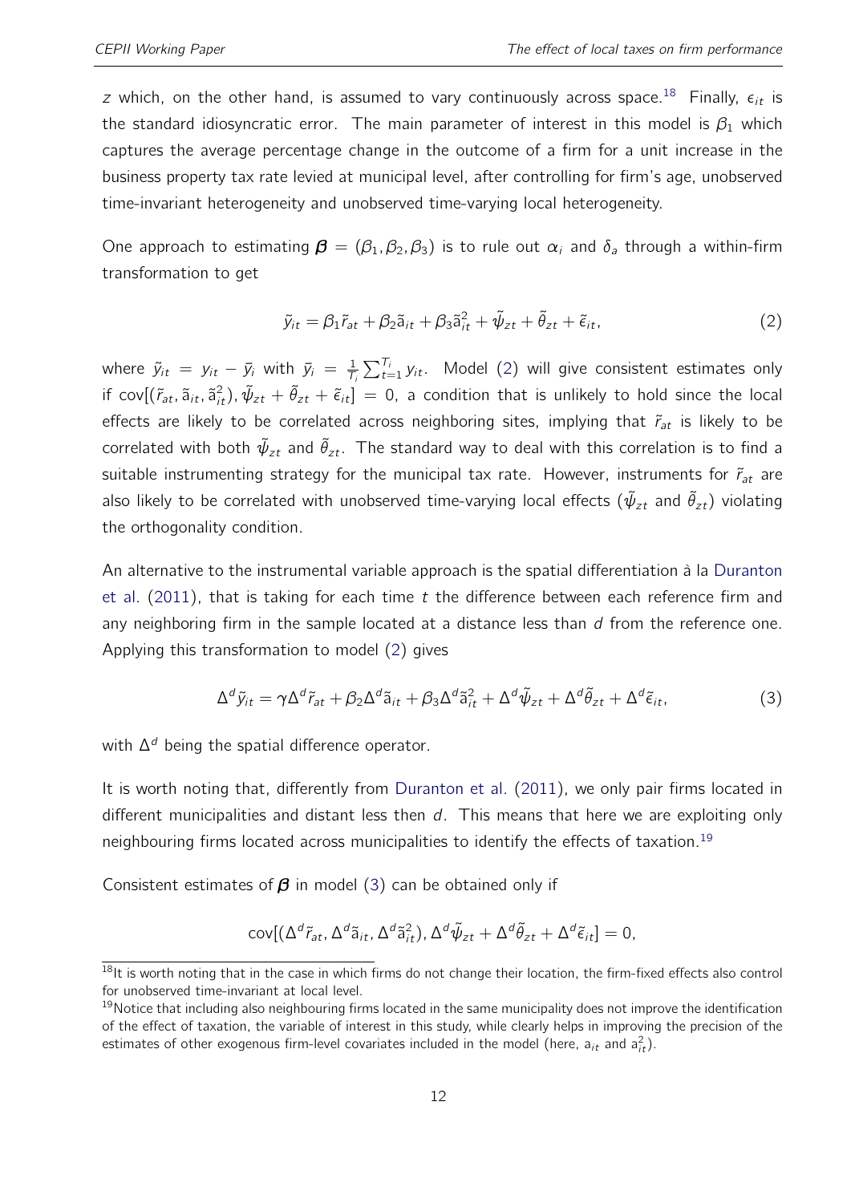$z$ which, on the other hand, is assumed to vary continuously across space.[18] Finally, $\epsilon_{it}$ is the standard idiosyncratic error. The main parameter of interest in this model is $\beta_1$ which captures the average percentage change in the outcome of a firm for a unit increase in the business property tax rate levied at municipal level, after controlling for firm's age, unobserved time-invariant heterogeneity and unobserved time-varying local heterogeneity.

One approach to estimating $\boldsymbol{\beta} = (\beta_1, \beta_2, \beta_3)$ is to rule out $\alpha_i$ and $\delta_a$ through a within-firm transformation to get

$$\tilde{y}_{it} = \beta_1 \tilde{r}_{at} + \beta_2 \tilde{\mathrm{a}}_{it} + \beta_3 \tilde{\mathrm{a}}_{it}^2 + \tilde{\psi}_{zt} + \tilde{\theta}_{zt} + \tilde{\epsilon}_{it}, \tag{2}$$

where $\tilde{y}_{it} = y_{it} - \bar{y}_i$ with $\bar{y}_i = \frac{1}{T_i}\sum_{t=1}^{T_i} y_{it}$. Model (2) will give consistent estimates only if $\text{cov}[(\tilde{r}_{at}, \tilde{\mathrm{a}}_{it}, \tilde{\mathrm{a}}_{it}^2), \tilde{\psi}_{zt} + \tilde{\theta}_{zt} + \tilde{\epsilon}_{it}] = 0$, a condition that is unlikely to hold since the local effects are likely to be correlated across neighboring sites, implying that $\tilde{r}_{at}$ is likely to be correlated with both $\tilde{\psi}_{zt}$ and $\tilde{\theta}_{zt}$. The standard way to deal with this correlation is to find a suitable instrumenting strategy for the municipal tax rate. However, instruments for $\tilde{r}_{at}$ are also likely to be correlated with unobserved time-varying local effects ($\tilde{\psi}_{zt}$ and $\tilde{\theta}_{zt}$) violating the orthogonality condition.

An alternative to the instrumental variable approach is the spatial differentiation à la Duranton et al. (2011), that is taking for each time $t$ the difference between each reference firm and any neighboring firm in the sample located at a distance less than $d$ from the reference one. Applying this transformation to model (2) gives

$$\Delta^d \tilde{y}_{it} = \gamma \Delta^d \tilde{r}_{at} + \beta_2 \Delta^d \tilde{\mathrm{a}}_{it} + \beta_3 \Delta^d \tilde{\mathrm{a}}_{it}^2 + \Delta^d \tilde{\psi}_{zt} + \Delta^d \tilde{\theta}_{zt} + \Delta^d \tilde{\epsilon}_{it}, \tag{3}$$

with $\Delta^d$ being the spatial difference operator.

It is worth noting that, differently from Duranton et al. (2011), we only pair firms located in different municipalities and distant less then $d$. This means that here we are exploiting only neighbouring firms located across municipalities to identify the effects of taxation.[19]

Consistent estimates of $\boldsymbol{\beta}$ in model (3) can be obtained only if

$$\text{cov}[(\Delta^d \tilde{r}_{at}, \Delta^d \tilde{\mathrm{a}}_{it}, \Delta^d \tilde{\mathrm{a}}_{it}^2), \Delta^d \tilde{\psi}_{zt} + \Delta^d \tilde{\theta}_{zt} + \Delta^d \tilde{\epsilon}_{it}] = 0,$$

[18] It is worth noting that in the case in which firms do not change their location, the firm-fixed effects also control for unobserved time-invariant at local level.

[19] Notice that including also neighbouring firms located in the same municipality does not improve the identification of the effect of taxation, the variable of interest in this study, while clearly helps in improving the precision of the estimates of other exogenous firm-level covariates included in the model (here, $\mathrm{a}_{it}$ and $\mathrm{a}_{it}^2$).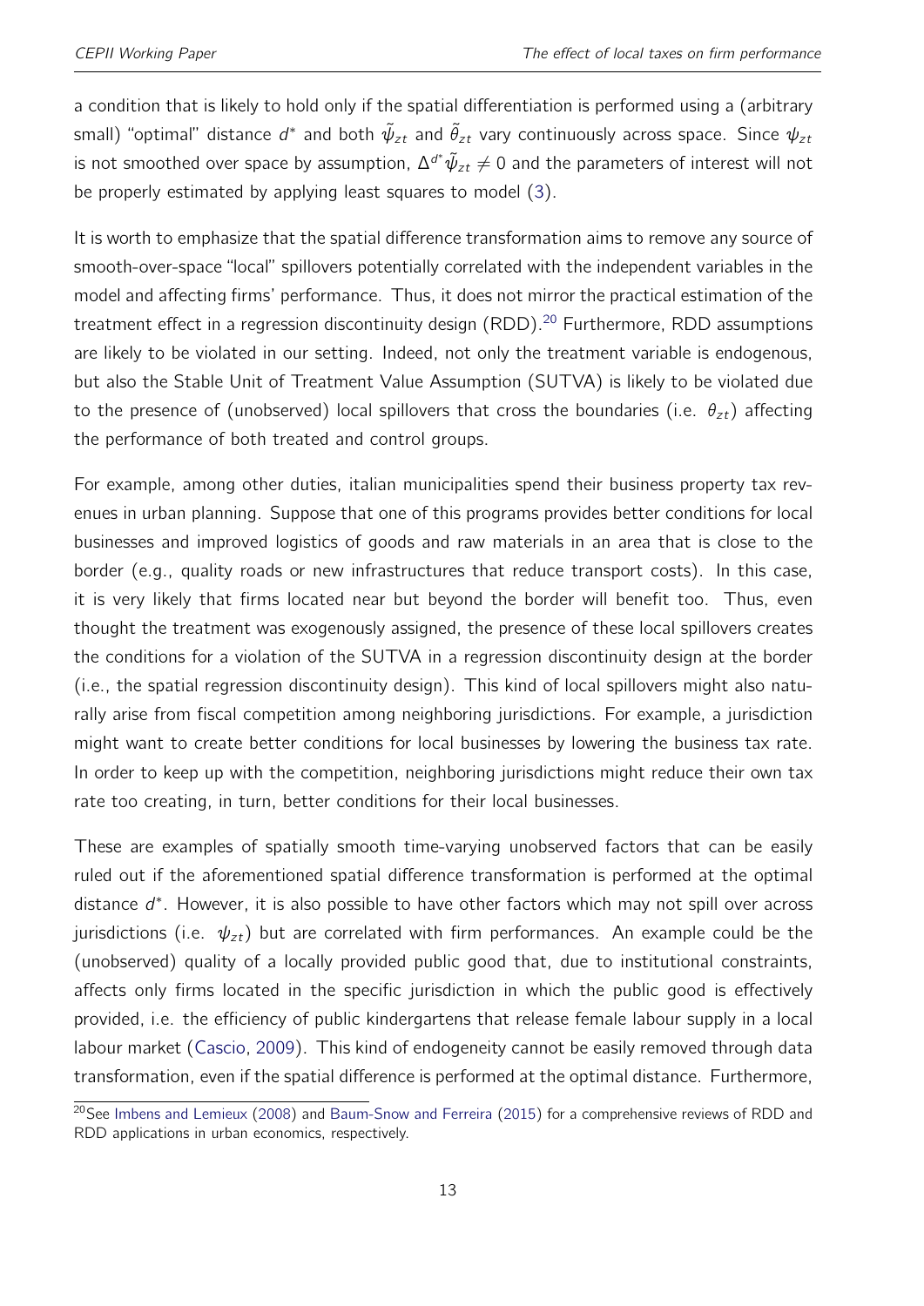a condition that is likely to hold only if the spatial differentiation is performed using a (arbitrary small) "optimal" distance $d^*$ and both $\tilde{\psi}_{zt}$ and $\tilde{\theta}_{zt}$ vary continuously across space. Since $\psi_{zt}$ is not smoothed over space by assumption, $\Delta^{d^*}\tilde{\psi}_{zt} \neq 0$ and the parameters of interest will not be properly estimated by applying least squares to model (3).

It is worth to emphasize that the spatial difference transformation aims to remove any source of smooth-over-space "local" spillovers potentially correlated with the independent variables in the model and affecting firms' performance. Thus, it does not mirror the practical estimation of the treatment effect in a regression discontinuity design (RDD).[20] Furthermore, RDD assumptions are likely to be violated in our setting. Indeed, not only the treatment variable is endogenous, but also the Stable Unit of Treatment Value Assumption (SUTVA) is likely to be violated due to the presence of (unobserved) local spillovers that cross the boundaries (i.e. $\theta_{zt}$) affecting the performance of both treated and control groups.

For example, among other duties, italian municipalities spend their business property tax revenues in urban planning. Suppose that one of this programs provides better conditions for local businesses and improved logistics of goods and raw materials in an area that is close to the border (e.g., quality roads or new infrastructures that reduce transport costs). In this case, it is very likely that firms located near but beyond the border will benefit too. Thus, even thought the treatment was exogenously assigned, the presence of these local spillovers creates the conditions for a violation of the SUTVA in a regression discontinuity design at the border (i.e., the spatial regression discontinuity design). This kind of local spillovers might also naturally arise from fiscal competition among neighboring jurisdictions. For example, a jurisdiction might want to create better conditions for local businesses by lowering the business tax rate. In order to keep up with the competition, neighboring jurisdictions might reduce their own tax rate too creating, in turn, better conditions for their local businesses.

These are examples of spatially smooth time-varying unobserved factors that can be easily ruled out if the aforementioned spatial difference transformation is performed at the optimal distance $d^*$. However, it is also possible to have other factors which may not spill over across jurisdictions (i.e. $\psi_{zt}$) but are correlated with firm performances. An example could be the (unobserved) quality of a locally provided public good that, due to institutional constraints, affects only firms located in the specific jurisdiction in which the public good is effectively provided, i.e. the efficiency of public kindergartens that release female labour supply in a local labour market (Cascio, 2009). This kind of endogeneity cannot be easily removed through data transformation, even if the spatial difference is performed at the optimal distance. Furthermore,

[20] See Imbens and Lemieux (2008) and Baum-Snow and Ferreira (2015) for a comprehensive reviews of RDD and RDD applications in urban economics, respectively.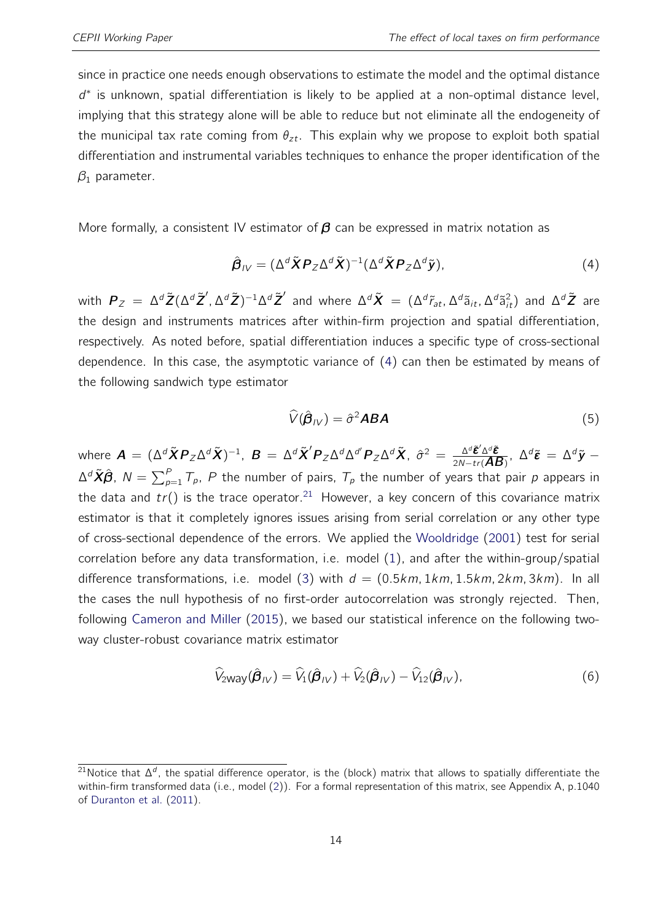since in practice one needs enough observations to estimate the model and the optimal distance $d^*$ is unknown, spatial differentiation is likely to be applied at a non-optimal distance level, implying that this strategy alone will be able to reduce but not eliminate all the endogeneity of the municipal tax rate coming from $\theta_{zt}$. This explain why we propose to exploit both spatial differentiation and instrumental variables techniques to enhance the proper identification of the $\beta_1$ parameter.

More formally, a consistent IV estimator of $\boldsymbol{\beta}$ can be expressed in matrix notation as

$$\hat{\boldsymbol{\beta}}_{IV} = (\Delta^d \tilde{\boldsymbol{X}} \boldsymbol{P}_Z \Delta^d \tilde{\boldsymbol{X}})^{-1} (\Delta^d \tilde{\boldsymbol{X}} \boldsymbol{P}_Z \Delta^d \tilde{\boldsymbol{y}}), \tag{4}$$

with $\boldsymbol{P}_Z = \Delta^d \tilde{\boldsymbol{Z}} (\Delta^d \tilde{\boldsymbol{Z}}', \Delta^d \tilde{\boldsymbol{Z}})^{-1} \Delta^d \tilde{\boldsymbol{Z}}'$ and where $\Delta^d \tilde{\boldsymbol{X}} = (\Delta^d \tilde{r}_{at}, \Delta^d \tilde{a}_{it}, \Delta^d \tilde{a}^2_{it})$ and $\Delta^d \tilde{\boldsymbol{Z}}$ are the design and instruments matrices after within-firm projection and spatial differentiation, respectively. As noted before, spatial differentiation induces a specific type of cross-sectional dependence. In this case, the asymptotic variance of (4) can then be estimated by means of the following sandwich type estimator

$$\widehat{V}(\hat{\boldsymbol{\beta}}_{IV}) = \hat{\sigma}^2 \boldsymbol{ABA} \tag{5}$$

where $\boldsymbol{A} = (\Delta^d \tilde{\boldsymbol{X}} \boldsymbol{P}_Z \Delta^d \tilde{\boldsymbol{X}})^{-1}$, $\boldsymbol{B} = \Delta^d \tilde{\boldsymbol{X}}' \boldsymbol{P}_Z \Delta^d \Delta^{d'} \boldsymbol{P}_Z \Delta^d \tilde{\boldsymbol{X}}$, $\hat{\sigma}^2 = \frac{\Delta^d \tilde{\boldsymbol{\varepsilon}}' \Delta^d \tilde{\boldsymbol{\varepsilon}}}{2N - tr(\boldsymbol{AB})}$, $\Delta^d \tilde{\boldsymbol{\varepsilon}} = \Delta^d \tilde{\boldsymbol{y}} - \Delta^d \tilde{\boldsymbol{X}} \hat{\boldsymbol{\beta}}$, $N = \sum_{p=1}^{P} T_p$, $P$ the number of pairs, $T_p$ the number of years that pair $p$ appears in the data and $tr()$ is the trace operator.[21] However, a key concern of this covariance matrix estimator is that it completely ignores issues arising from serial correlation or any other type of cross-sectional dependence of the errors. We applied the Wooldridge (2001) test for serial correlation before any data transformation, i.e. model (1), and after the within-group/spatial difference transformations, i.e. model (3) with $d = (0.5km, 1km, 1.5km, 2km, 3km)$. In all the cases the null hypothesis of no first-order autocorrelation was strongly rejected. Then, following Cameron and Miller (2015), we based our statistical inference on the following two-way cluster-robust covariance matrix estimator

$$\widehat{V}_{2\text{way}}(\hat{\boldsymbol{\beta}}_{IV}) = \widehat{V}_1(\hat{\boldsymbol{\beta}}_{IV}) + \widehat{V}_2(\hat{\boldsymbol{\beta}}_{IV}) - \widehat{V}_{12}(\hat{\boldsymbol{\beta}}_{IV}), \tag{6}$$

---

[21] Notice that $\Delta^d$, the spatial difference operator, is the (block) matrix that allows to spatially differentiate the within-firm transformed data (i.e., model (2)). For a formal representation of this matrix, see Appendix A, p.1040 of Duranton et al. (2011).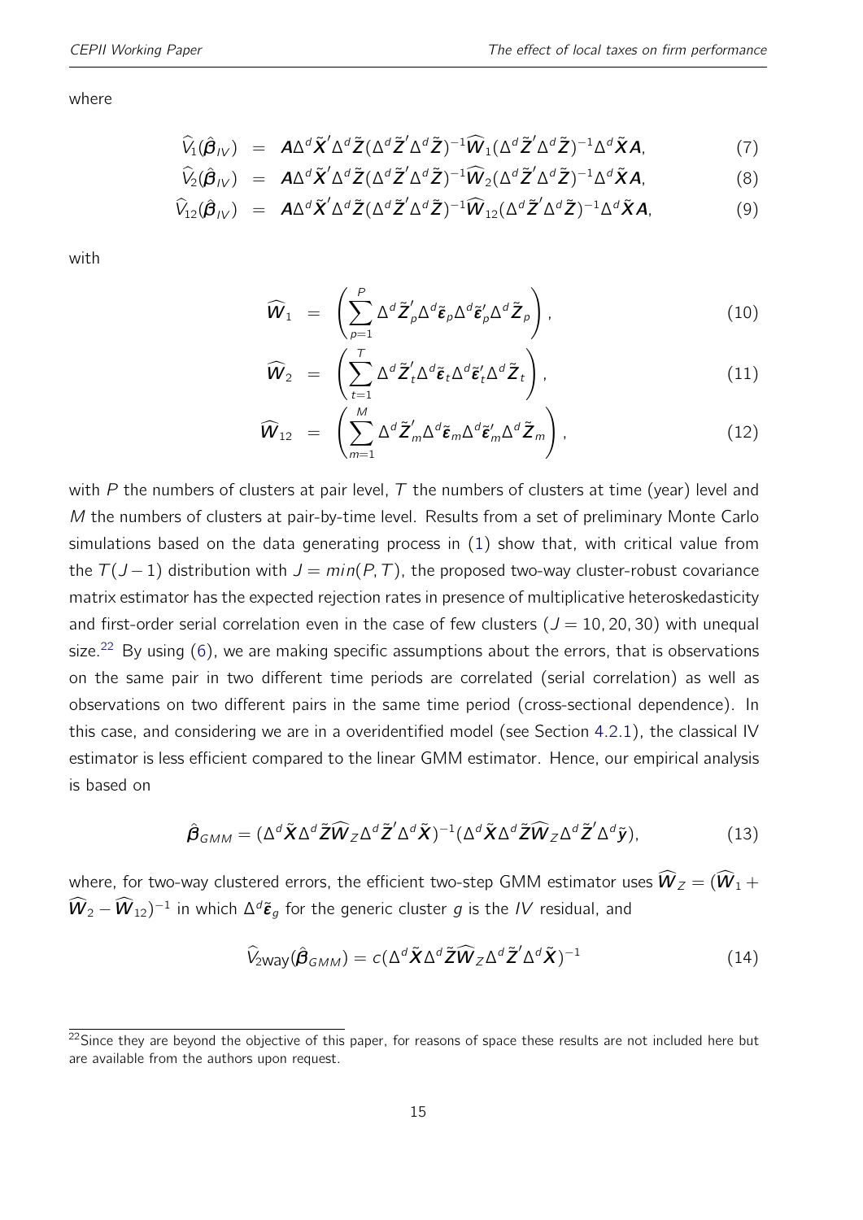where

$$
\begin{aligned}
\widehat{V}_1(\hat{\boldsymbol{\beta}}_{IV}) &= \boldsymbol{A}\Delta^d\tilde{\boldsymbol{X}}'\Delta^d\tilde{\boldsymbol{Z}}(\Delta^d\tilde{\boldsymbol{Z}}'\Delta^d\tilde{\boldsymbol{Z}})^{-1}\widehat{\boldsymbol{W}}_1(\Delta^d\tilde{\boldsymbol{Z}}'\Delta^d\tilde{\boldsymbol{Z}})^{-1}\Delta^d\tilde{\boldsymbol{X}}\boldsymbol{A}, \quad (7)\\
\widehat{V}_2(\hat{\boldsymbol{\beta}}_{IV}) &= \boldsymbol{A}\Delta^d\tilde{\boldsymbol{X}}'\Delta^d\tilde{\boldsymbol{Z}}(\Delta^d\tilde{\boldsymbol{Z}}'\Delta^d\tilde{\boldsymbol{Z}})^{-1}\widehat{\boldsymbol{W}}_2(\Delta^d\tilde{\boldsymbol{Z}}'\Delta^d\tilde{\boldsymbol{Z}})^{-1}\Delta^d\tilde{\boldsymbol{X}}\boldsymbol{A}, \quad (8)\\
\widehat{V}_{12}(\hat{\boldsymbol{\beta}}_{IV}) &= \boldsymbol{A}\Delta^d\tilde{\boldsymbol{X}}'\Delta^d\tilde{\boldsymbol{Z}}(\Delta^d\tilde{\boldsymbol{Z}}'\Delta^d\tilde{\boldsymbol{Z}})^{-1}\widehat{\boldsymbol{W}}_{12}(\Delta^d\tilde{\boldsymbol{Z}}'\Delta^d\tilde{\boldsymbol{Z}})^{-1}\Delta^d\tilde{\boldsymbol{X}}\boldsymbol{A}, \quad (9)
\end{aligned}
$$

with

$$
\begin{aligned}
\widehat{\boldsymbol{W}}_1 &= \left(\sum_{p=1}^{P}\Delta^d\tilde{\boldsymbol{Z}}'_p\Delta^d\tilde{\boldsymbol{\varepsilon}}_p\Delta^d\tilde{\boldsymbol{\varepsilon}}'_p\Delta^d\tilde{\boldsymbol{Z}}_p\right), \quad (10)\\
\widehat{\boldsymbol{W}}_2 &= \left(\sum_{t=1}^{T}\Delta^d\tilde{\boldsymbol{Z}}'_t\Delta^d\tilde{\boldsymbol{\varepsilon}}_t\Delta^d\tilde{\boldsymbol{\varepsilon}}'_t\Delta^d\tilde{\boldsymbol{Z}}_t\right), \quad (11)\\
\widehat{\boldsymbol{W}}_{12} &= \left(\sum_{m=1}^{M}\Delta^d\tilde{\boldsymbol{Z}}'_m\Delta^d\tilde{\boldsymbol{\varepsilon}}_m\Delta^d\tilde{\boldsymbol{\varepsilon}}'_m\Delta^d\tilde{\boldsymbol{Z}}_m\right), \quad (12)
\end{aligned}
$$

with $P$ the numbers of clusters at pair level, $T$ the numbers of clusters at time (year) level and $M$ the numbers of clusters at pair-by-time level. Results from a set of preliminary Monte Carlo simulations based on the data generating process in (1) show that, with critical value from the $T(J-1)$ distribution with $J = min(P, T)$, the proposed two-way cluster-robust covariance matrix estimator has the expected rejection rates in presence of multiplicative heteroskedasticity and first-order serial correlation even in the case of few clusters ($J = 10, 20, 30$) with unequal size.[22] By using (6), we are making specific assumptions about the errors, that is observations on the same pair in two different time periods are correlated (serial correlation) as well as observations on two different pairs in the same time period (cross-sectional dependence). In this case, and considering we are in a overidentified model (see Section 4.2.1), the classical IV estimator is less efficient compared to the linear GMM estimator. Hence, our empirical analysis is based on

$$
\hat{\boldsymbol{\beta}}_{GMM} = (\Delta^d\tilde{\boldsymbol{X}}\Delta^d\tilde{\boldsymbol{Z}}\widehat{\boldsymbol{W}}_Z\Delta^d\tilde{\boldsymbol{Z}}'\Delta^d\tilde{\boldsymbol{X}})^{-1}(\Delta^d\tilde{\boldsymbol{X}}\Delta^d\tilde{\boldsymbol{Z}}\widehat{\boldsymbol{W}}_Z\Delta^d\tilde{\boldsymbol{Z}}'\Delta^d\tilde{\boldsymbol{y}}), \quad (13)
$$

where, for two-way clustered errors, the efficient two-step GMM estimator uses $\widehat{\boldsymbol{W}}_Z = (\widehat{\boldsymbol{W}}_1 + \widehat{\boldsymbol{W}}_2 - \widehat{\boldsymbol{W}}_{12})^{-1}$ in which $\Delta^d\tilde{\boldsymbol{\varepsilon}}_g$ for the generic cluster $g$ is the $IV$ residual, and

$$
\widehat{V}_{2\mathrm{way}}(\hat{\boldsymbol{\beta}}_{GMM}) = c(\Delta^d\tilde{\boldsymbol{X}}\Delta^d\tilde{\boldsymbol{Z}}\widehat{\boldsymbol{W}}_Z\Delta^d\tilde{\boldsymbol{Z}}'\Delta^d\tilde{\boldsymbol{X}})^{-1} \quad (14)
$$

[22] Since they are beyond the objective of this paper, for reasons of space these results are not included here but are available from the authors upon request.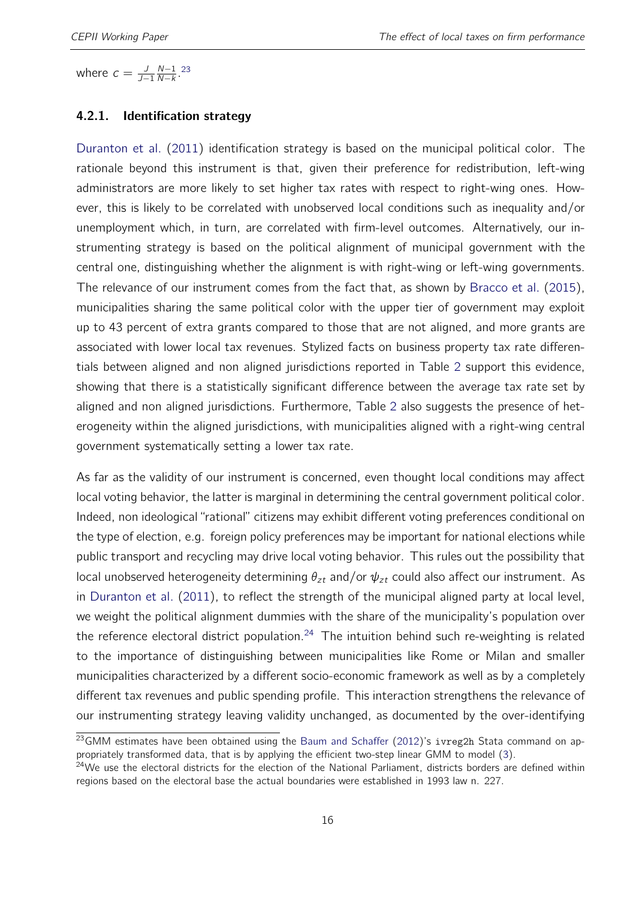where $c = \frac{J}{J-1}\frac{N-1}{N-k}$.[23]

### 4.2.1. Identification strategy

Duranton et al. (2011) identification strategy is based on the municipal political color. The rationale beyond this instrument is that, given their preference for redistribution, left-wing administrators are more likely to set higher tax rates with respect to right-wing ones. However, this is likely to be correlated with unobserved local conditions such as inequality and/or unemployment which, in turn, are correlated with firm-level outcomes. Alternatively, our instrumenting strategy is based on the political alignment of municipal government with the central one, distinguishing whether the alignment is with right-wing or left-wing governments. The relevance of our instrument comes from the fact that, as shown by Bracco et al. (2015), municipalities sharing the same political color with the upper tier of government may exploit up to 43 percent of extra grants compared to those that are not aligned, and more grants are associated with lower local tax revenues. Stylized facts on business property tax rate differentials between aligned and non aligned jurisdictions reported in Table 2 support this evidence, showing that there is a statistically significant difference between the average tax rate set by aligned and non aligned jurisdictions. Furthermore, Table 2 also suggests the presence of heterogeneity within the aligned jurisdictions, with municipalities aligned with a right-wing central government systematically setting a lower tax rate.

As far as the validity of our instrument is concerned, even thought local conditions may affect local voting behavior, the latter is marginal in determining the central government political color. Indeed, non ideological "rational" citizens may exhibit different voting preferences conditional on the type of election, e.g. foreign policy preferences may be important for national elections while public transport and recycling may drive local voting behavior. This rules out the possibility that local unobserved heterogeneity determining $\theta_{zt}$ and/or $\psi_{zt}$ could also affect our instrument. As in Duranton et al. (2011), to reflect the strength of the municipal aligned party at local level, we weight the political alignment dummies with the share of the municipality's population over the reference electoral district population.[24] The intuition behind such re-weighting is related to the importance of distinguishing between municipalities like Rome or Milan and smaller municipalities characterized by a different socio-economic framework as well as by a completely different tax revenues and public spending profile. This interaction strengthens the relevance of our instrumenting strategy leaving validity unchanged, as documented by the over-identifying

[23] GMM estimates have been obtained using the Baum and Schaffer (2012)'s `ivreg2h` Stata command on appropriately transformed data, that is by applying the efficient two-step linear GMM to model (3).

[24] We use the electoral districts for the election of the National Parliament, districts borders are defined within regions based on the electoral base the actual boundaries were established in 1993 law n. 227.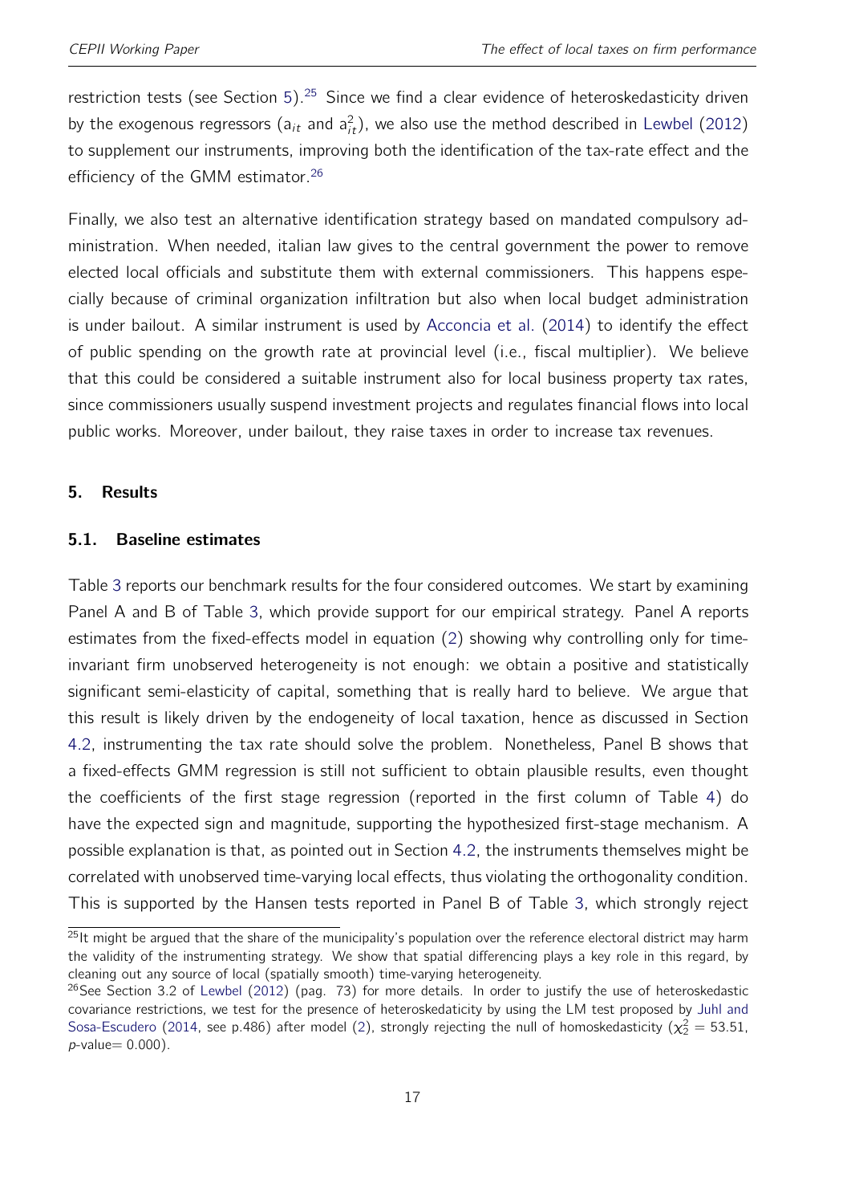restriction tests (see Section 5).[25] Since we find a clear evidence of heteroskedasticity driven by the exogenous regressors ($a_{it}$ and $a_{it}^2$), we also use the method described in Lewbel (2012) to supplement our instruments, improving both the identification of the tax-rate effect and the efficiency of the GMM estimator.[26]

Finally, we also test an alternative identification strategy based on mandated compulsory administration. When needed, italian law gives to the central government the power to remove elected local officials and substitute them with external commissioners. This happens especially because of criminal organization infiltration but also when local budget administration is under bailout. A similar instrument is used by Acconcia et al. (2014) to identify the effect of public spending on the growth rate at provincial level (i.e., fiscal multiplier). We believe that this could be considered a suitable instrument also for local business property tax rates, since commissioners usually suspend investment projects and regulates financial flows into local public works. Moreover, under bailout, they raise taxes in order to increase tax revenues.

## 5. Results

### 5.1. Baseline estimates

Table 3 reports our benchmark results for the four considered outcomes. We start by examining Panel A and B of Table 3, which provide support for our empirical strategy. Panel A reports estimates from the fixed-effects model in equation (2) showing why controlling only for time-invariant firm unobserved heterogeneity is not enough: we obtain a positive and statistically significant semi-elasticity of capital, something that is really hard to believe. We argue that this result is likely driven by the endogeneity of local taxation, hence as discussed in Section 4.2, instrumenting the tax rate should solve the problem. Nonetheless, Panel B shows that a fixed-effects GMM regression is still not sufficient to obtain plausible results, even thought the coefficients of the first stage regression (reported in the first column of Table 4) do have the expected sign and magnitude, supporting the hypothesized first-stage mechanism. A possible explanation is that, as pointed out in Section 4.2, the instruments themselves might be correlated with unobserved time-varying local effects, thus violating the orthogonality condition. This is supported by the Hansen tests reported in Panel B of Table 3, which strongly reject

[25] It might be argued that the share of the municipality's population over the reference electoral district may harm the validity of the instrumenting strategy. We show that spatial differencing plays a key role in this regard, by cleaning out any source of local (spatially smooth) time-varying heterogeneity.

[26] See Section 3.2 of Lewbel (2012) (pag. 73) for more details. In order to justify the use of heteroskedastic covariance restrictions, we test for the presence of heteroskedaticity by using the LM test proposed by Juhl and Sosa-Escudero (2014, see p.486) after model (2), strongly rejecting the null of homoskedasticity ($\chi_2^2 = 53.51$, $p$-value$= 0.000$).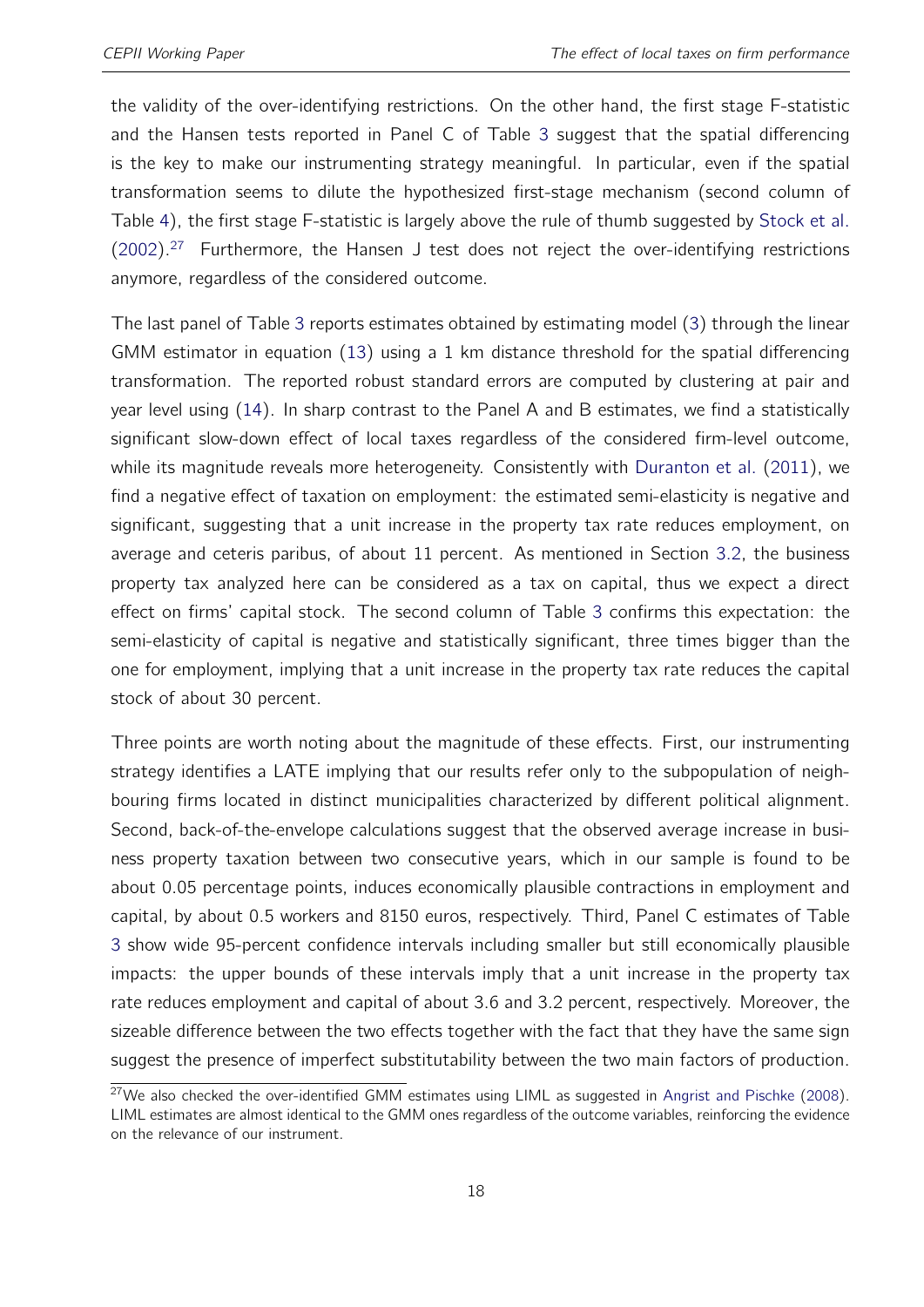the validity of the over-identifying restrictions. On the other hand, the first stage F-statistic and the Hansen tests reported in Panel C of Table 3 suggest that the spatial differencing is the key to make our instrumenting strategy meaningful. In particular, even if the spatial transformation seems to dilute the hypothesized first-stage mechanism (second column of Table 4), the first stage F-statistic is largely above the rule of thumb suggested by Stock et al. (2002).[27] Furthermore, the Hansen J test does not reject the over-identifying restrictions anymore, regardless of the considered outcome.

The last panel of Table 3 reports estimates obtained by estimating model (3) through the linear GMM estimator in equation (13) using a 1 km distance threshold for the spatial differencing transformation. The reported robust standard errors are computed by clustering at pair and year level using (14). In sharp contrast to the Panel A and B estimates, we find a statistically significant slow-down effect of local taxes regardless of the considered firm-level outcome, while its magnitude reveals more heterogeneity. Consistently with Duranton et al. (2011), we find a negative effect of taxation on employment: the estimated semi-elasticity is negative and significant, suggesting that a unit increase in the property tax rate reduces employment, on average and ceteris paribus, of about 11 percent. As mentioned in Section 3.2, the business property tax analyzed here can be considered as a tax on capital, thus we expect a direct effect on firms' capital stock. The second column of Table 3 confirms this expectation: the semi-elasticity of capital is negative and statistically significant, three times bigger than the one for employment, implying that a unit increase in the property tax rate reduces the capital stock of about 30 percent.

Three points are worth noting about the magnitude of these effects. First, our instrumenting strategy identifies a LATE implying that our results refer only to the subpopulation of neighbouring firms located in distinct municipalities characterized by different political alignment. Second, back-of-the-envelope calculations suggest that the observed average increase in business property taxation between two consecutive years, which in our sample is found to be about 0.05 percentage points, induces economically plausible contractions in employment and capital, by about 0.5 workers and 8150 euros, respectively. Third, Panel C estimates of Table 3 show wide 95-percent confidence intervals including smaller but still economically plausible impacts: the upper bounds of these intervals imply that a unit increase in the property tax rate reduces employment and capital of about 3.6 and 3.2 percent, respectively. Moreover, the sizeable difference between the two effects together with the fact that they have the same sign suggest the presence of imperfect substitutability between the two main factors of production.

[27] We also checked the over-identified GMM estimates using LIML as suggested in Angrist and Pischke (2008). LIML estimates are almost identical to the GMM ones regardless of the outcome variables, reinforcing the evidence on the relevance of our instrument.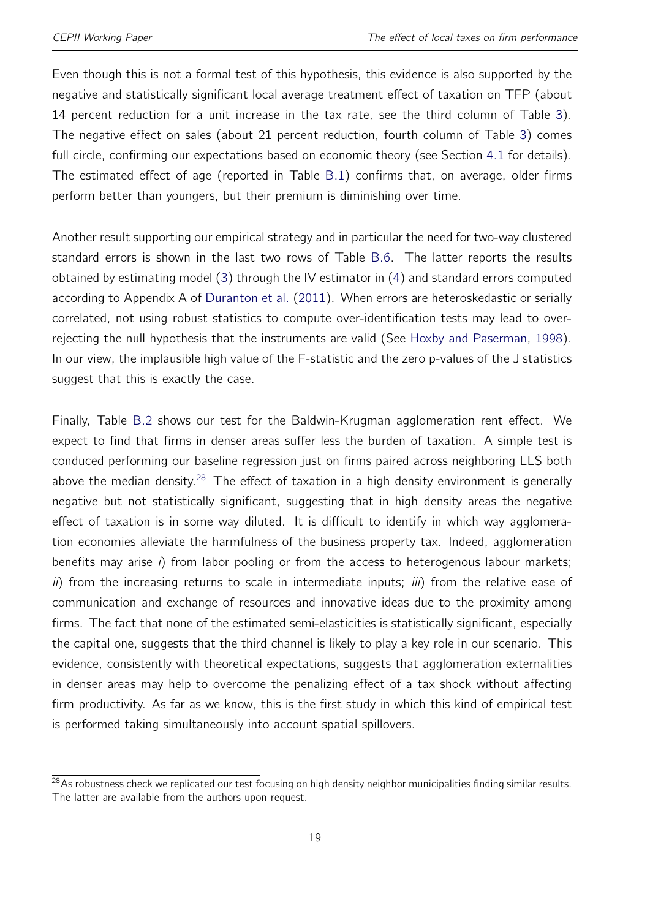Even though this is not a formal test of this hypothesis, this evidence is also supported by the negative and statistically significant local average treatment effect of taxation on TFP (about 14 percent reduction for a unit increase in the tax rate, see the third column of Table 3). The negative effect on sales (about 21 percent reduction, fourth column of Table 3) comes full circle, confirming our expectations based on economic theory (see Section 4.1 for details). The estimated effect of age (reported in Table B.1) confirms that, on average, older firms perform better than youngers, but their premium is diminishing over time.

Another result supporting our empirical strategy and in particular the need for two-way clustered standard errors is shown in the last two rows of Table B.6. The latter reports the results obtained by estimating model (3) through the IV estimator in (4) and standard errors computed according to Appendix A of Duranton et al. (2011). When errors are heteroskedastic or serially correlated, not using robust statistics to compute over-identification tests may lead to over-rejecting the null hypothesis that the instruments are valid (See Hoxby and Paserman, 1998). In our view, the implausible high value of the F-statistic and the zero p-values of the J statistics suggest that this is exactly the case.

Finally, Table B.2 shows our test for the Baldwin-Krugman agglomeration rent effect. We expect to find that firms in denser areas suffer less the burden of taxation. A simple test is conduced performing our baseline regression just on firms paired across neighboring LLS both above the median density.[28] The effect of taxation in a high density environment is generally negative but not statistically significant, suggesting that in high density areas the negative effect of taxation is in some way diluted. It is difficult to identify in which way agglomeration economies alleviate the harmfulness of the business property tax. Indeed, agglomeration benefits may arise *i*) from labor pooling or from the access to heterogenous labour markets; *ii*) from the increasing returns to scale in intermediate inputs; *iii*) from the relative ease of communication and exchange of resources and innovative ideas due to the proximity among firms. The fact that none of the estimated semi-elasticities is statistically significant, especially the capital one, suggests that the third channel is likely to play a key role in our scenario. This evidence, consistently with theoretical expectations, suggests that agglomeration externalities in denser areas may help to overcome the penalizing effect of a tax shock without affecting firm productivity. As far as we know, this is the first study in which this kind of empirical test is performed taking simultaneously into account spatial spillovers.

[28] As robustness check we replicated our test focusing on high density neighbor municipalities finding similar results. The latter are available from the authors upon request.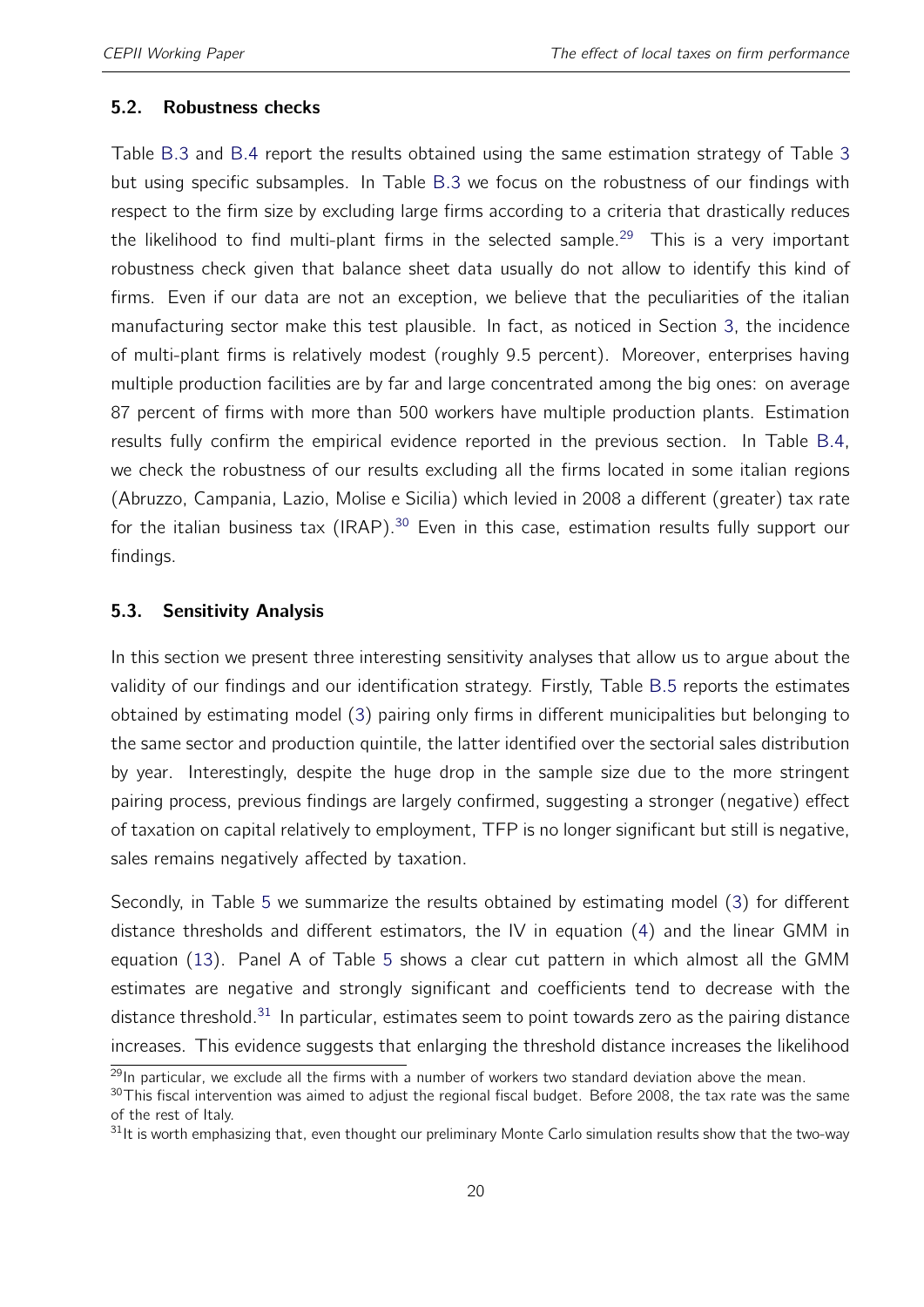### 5.2. Robustness checks

Table B.3 and B.4 report the results obtained using the same estimation strategy of Table 3 but using specific subsamples. In Table B.3 we focus on the robustness of our findings with respect to the firm size by excluding large firms according to a criteria that drastically reduces the likelihood to find multi-plant firms in the selected sample.[29] This is a very important robustness check given that balance sheet data usually do not allow to identify this kind of firms. Even if our data are not an exception, we believe that the peculiarities of the italian manufacturing sector make this test plausible. In fact, as noticed in Section 3, the incidence of multi-plant firms is relatively modest (roughly 9.5 percent). Moreover, enterprises having multiple production facilities are by far and large concentrated among the big ones: on average 87 percent of firms with more than 500 workers have multiple production plants. Estimation results fully confirm the empirical evidence reported in the previous section. In Table B.4, we check the robustness of our results excluding all the firms located in some italian regions (Abruzzo, Campania, Lazio, Molise e Sicilia) which levied in 2008 a different (greater) tax rate for the italian business tax (IRAP).[30] Even in this case, estimation results fully support our findings.

### 5.3. Sensitivity Analysis

In this section we present three interesting sensitivity analyses that allow us to argue about the validity of our findings and our identification strategy. Firstly, Table B.5 reports the estimates obtained by estimating model (3) pairing only firms in different municipalities but belonging to the same sector and production quintile, the latter identified over the sectorial sales distribution by year. Interestingly, despite the huge drop in the sample size due to the more stringent pairing process, previous findings are largely confirmed, suggesting a stronger (negative) effect of taxation on capital relatively to employment, TFP is no longer significant but still is negative, sales remains negatively affected by taxation.

Secondly, in Table 5 we summarize the results obtained by estimating model (3) for different distance thresholds and different estimators, the IV in equation (4) and the linear GMM in equation (13). Panel A of Table 5 shows a clear cut pattern in which almost all the GMM estimates are negative and strongly significant and coefficients tend to decrease with the distance threshold.[31] In particular, estimates seem to point towards zero as the pairing distance increases. This evidence suggests that enlarging the threshold distance increases the likelihood

[29]In particular, we exclude all the firms with a number of workers two standard deviation above the mean.

[30]This fiscal intervention was aimed to adjust the regional fiscal budget. Before 2008, the tax rate was the same of the rest of Italy.

[31]It is worth emphasizing that, even thought our preliminary Monte Carlo simulation results show that the two-way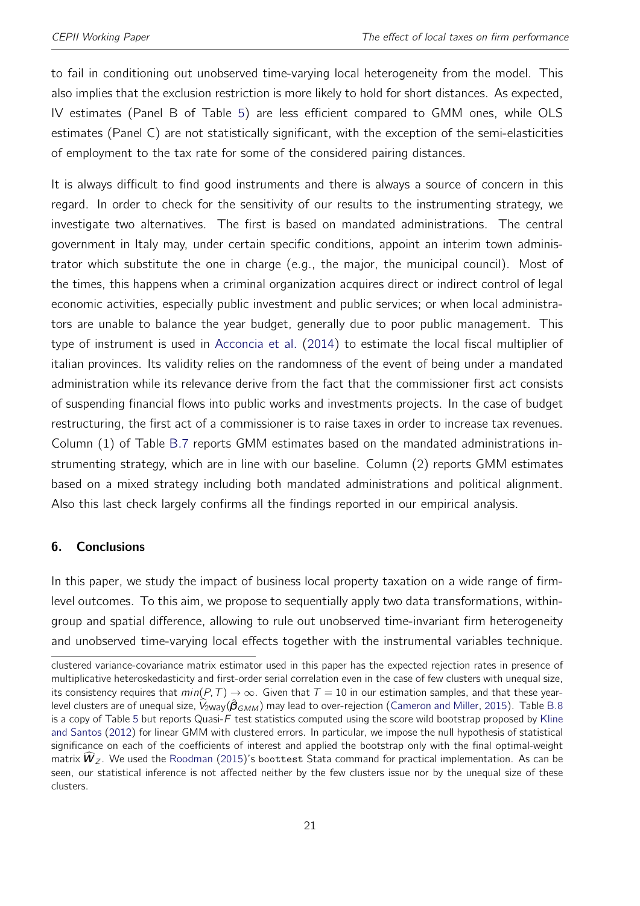to fail in conditioning out unobserved time-varying local heterogeneity from the model. This also implies that the exclusion restriction is more likely to hold for short distances. As expected, IV estimates (Panel B of Table 5) are less efficient compared to GMM ones, while OLS estimates (Panel C) are not statistically significant, with the exception of the semi-elasticities of employment to the tax rate for some of the considered pairing distances.

It is always difficult to find good instruments and there is always a source of concern in this regard. In order to check for the sensitivity of our results to the instrumenting strategy, we investigate two alternatives. The first is based on mandated administrations. The central government in Italy may, under certain specific conditions, appoint an interim town administrator which substitute the one in charge (e.g., the major, the municipal council). Most of the times, this happens when a criminal organization acquires direct or indirect control of legal economic activities, especially public investment and public services; or when local administrators are unable to balance the year budget, generally due to poor public management. This type of instrument is used in Acconcia et al. (2014) to estimate the local fiscal multiplier of italian provinces. Its validity relies on the randomness of the event of being under a mandated administration while its relevance derive from the fact that the commissioner first act consists of suspending financial flows into public works and investments projects. In the case of budget restructuring, the first act of a commissioner is to raise taxes in order to increase tax revenues. Column (1) of Table B.7 reports GMM estimates based on the mandated administrations instrumenting strategy, which are in line with our baseline. Column (2) reports GMM estimates based on a mixed strategy including both mandated administrations and political alignment. Also this last check largely confirms all the findings reported in our empirical analysis.

## 6. Conclusions

In this paper, we study the impact of business local property taxation on a wide range of firm-level outcomes. To this aim, we propose to sequentially apply two data transformations, within-group and spatial difference, allowing to rule out unobserved time-invariant firm heterogeneity and unobserved time-varying local effects together with the instrumental variables technique.

---

clustered variance-covariance matrix estimator used in this paper has the expected rejection rates in presence of multiplicative heteroskedasticity and first-order serial correlation even in the case of few clusters with unequal size, its consistency requires that $min(P, T) \to \infty$. Given that $T = 10$ in our estimation samples, and that these year-level clusters are of unequal size, $\widehat{V}_{2\text{way}}(\hat{\boldsymbol{\beta}}_{GMM})$ may lead to over-rejection (Cameron and Miller, 2015). Table B.8 is a copy of Table 5 but reports Quasi-$F$ test statistics computed using the score wild bootstrap proposed by Kline and Santos (2012) for linear GMM with clustered errors. In particular, we impose the null hypothesis of statistical significance on each of the coefficients of interest and applied the bootstrap only with the final optimal-weight matrix $\widehat{\boldsymbol{W}}_Z$. We used the Roodman (2015)'s `boottest` Stata command for practical implementation. As can be seen, our statistical inference is not affected neither by the few clusters issue nor by the unequal size of these clusters.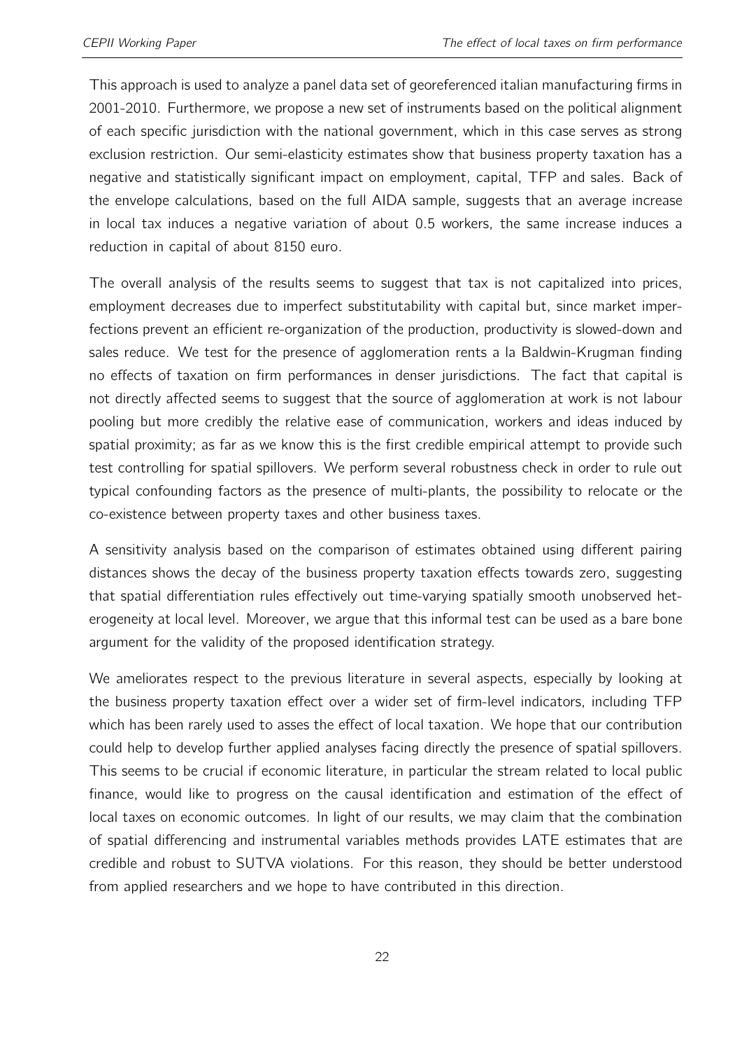This approach is used to analyze a panel data set of georeferenced italian manufacturing firms in 2001-2010. Furthermore, we propose a new set of instruments based on the political alignment of each specific jurisdiction with the national government, which in this case serves as strong exclusion restriction. Our semi-elasticity estimates show that business property taxation has a negative and statistically significant impact on employment, capital, TFP and sales. Back of the envelope calculations, based on the full AIDA sample, suggests that an average increase in local tax induces a negative variation of about 0.5 workers, the same increase induces a reduction in capital of about 8150 euro.

The overall analysis of the results seems to suggest that tax is not capitalized into prices, employment decreases due to imperfect substitutability with capital but, since market imperfections prevent an efficient re-organization of the production, productivity is slowed-down and sales reduce. We test for the presence of agglomeration rents a la Baldwin-Krugman finding no effects of taxation on firm performances in denser jurisdictions. The fact that capital is not directly affected seems to suggest that the source of agglomeration at work is not labour pooling but more credibly the relative ease of communication, workers and ideas induced by spatial proximity; as far as we know this is the first credible empirical attempt to provide such test controlling for spatial spillovers. We perform several robustness check in order to rule out typical confounding factors as the presence of multi-plants, the possibility to relocate or the co-existence between property taxes and other business taxes.

A sensitivity analysis based on the comparison of estimates obtained using different pairing distances shows the decay of the business property taxation effects towards zero, suggesting that spatial differentiation rules effectively out time-varying spatially smooth unobserved heterogeneity at local level. Moreover, we argue that this informal test can be used as a bare bone argument for the validity of the proposed identification strategy.

We ameliorates respect to the previous literature in several aspects, especially by looking at the business property taxation effect over a wider set of firm-level indicators, including TFP which has been rarely used to asses the effect of local taxation. We hope that our contribution could help to develop further applied analyses facing directly the presence of spatial spillovers. This seems to be crucial if economic literature, in particular the stream related to local public finance, would like to progress on the causal identification and estimation of the effect of local taxes on economic outcomes. In light of our results, we may claim that the combination of spatial differencing and instrumental variables methods provides LATE estimates that are credible and robust to SUTVA violations. For this reason, they should be better understood from applied researchers and we hope to have contributed in this direction.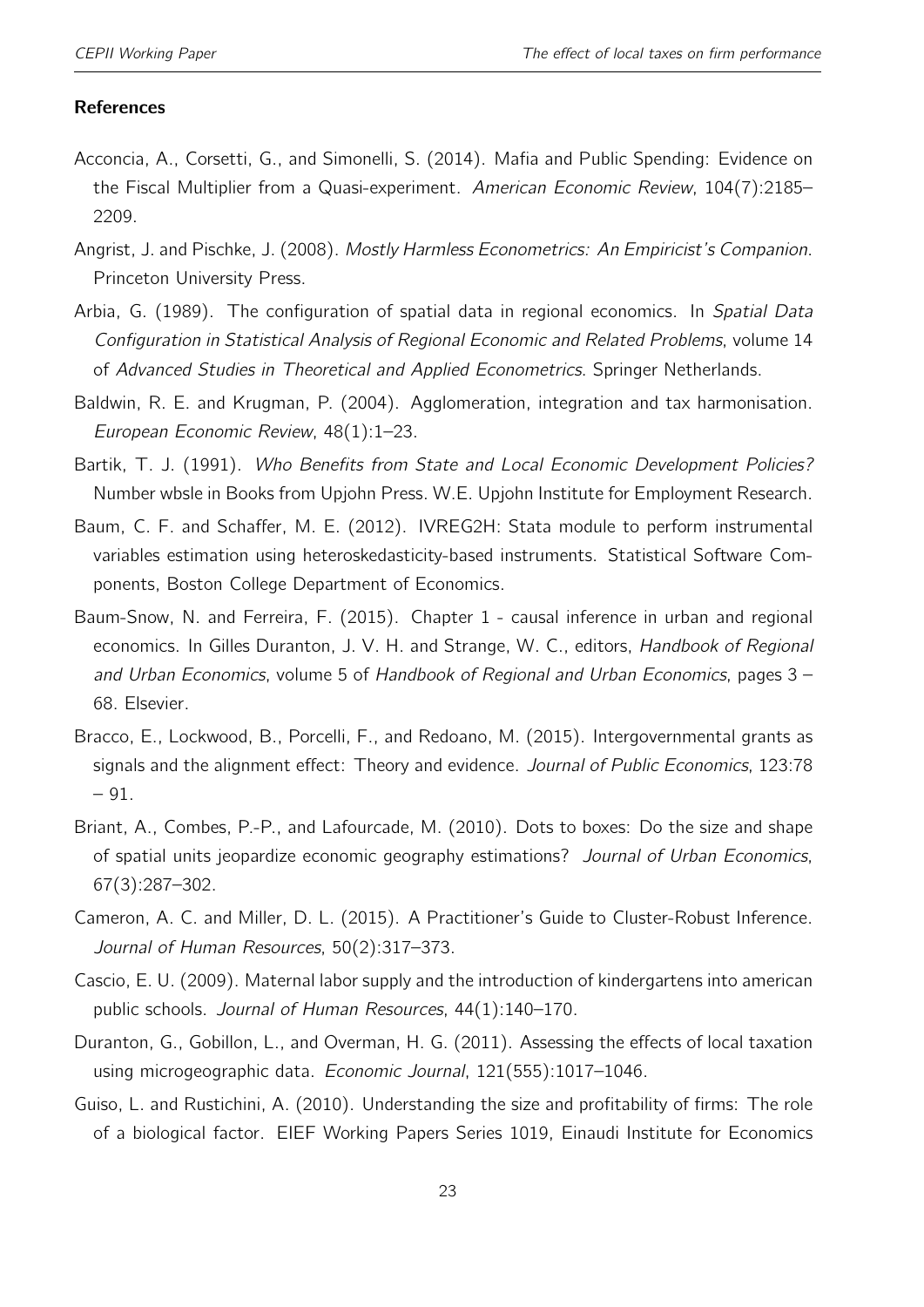## References

Acconcia, A., Corsetti, G., and Simonelli, S. (2014). Mafia and Public Spending: Evidence on the Fiscal Multiplier from a Quasi-experiment. *American Economic Review*, 104(7):2185–2209.

Angrist, J. and Pischke, J. (2008). *Mostly Harmless Econometrics: An Empiricist's Companion*. Princeton University Press.

Arbia, G. (1989). The configuration of spatial data in regional economics. In *Spatial Data Configuration in Statistical Analysis of Regional Economic and Related Problems*, volume 14 of *Advanced Studies in Theoretical and Applied Econometrics*. Springer Netherlands.

Baldwin, R. E. and Krugman, P. (2004). Agglomeration, integration and tax harmonisation. *European Economic Review*, 48(1):1–23.

Bartik, T. J. (1991). *Who Benefits from State and Local Economic Development Policies?* Number wbsle in Books from Upjohn Press. W.E. Upjohn Institute for Employment Research.

Baum, C. F. and Schaffer, M. E. (2012). IVREG2H: Stata module to perform instrumental variables estimation using heteroskedasticity-based instruments. Statistical Software Components, Boston College Department of Economics.

Baum-Snow, N. and Ferreira, F. (2015). Chapter 1 - causal inference in urban and regional economics. In Gilles Duranton, J. V. H. and Strange, W. C., editors, *Handbook of Regional and Urban Economics*, volume 5 of *Handbook of Regional and Urban Economics*, pages 3 – 68. Elsevier.

Bracco, E., Lockwood, B., Porcelli, F., and Redoano, M. (2015). Intergovernmental grants as signals and the alignment effect: Theory and evidence. *Journal of Public Economics*, 123:78 – 91.

Briant, A., Combes, P.-P., and Lafourcade, M. (2010). Dots to boxes: Do the size and shape of spatial units jeopardize economic geography estimations? *Journal of Urban Economics*, 67(3):287–302.

Cameron, A. C. and Miller, D. L. (2015). A Practitioner's Guide to Cluster-Robust Inference. *Journal of Human Resources*, 50(2):317–373.

Cascio, E. U. (2009). Maternal labor supply and the introduction of kindergartens into american public schools. *Journal of Human Resources*, 44(1):140–170.

Duranton, G., Gobillon, L., and Overman, H. G. (2011). Assessing the effects of local taxation using microgeographic data. *Economic Journal*, 121(555):1017–1046.

Guiso, L. and Rustichini, A. (2010). Understanding the size and profitability of firms: The role of a biological factor. EIEF Working Papers Series 1019, Einaudi Institute for Economics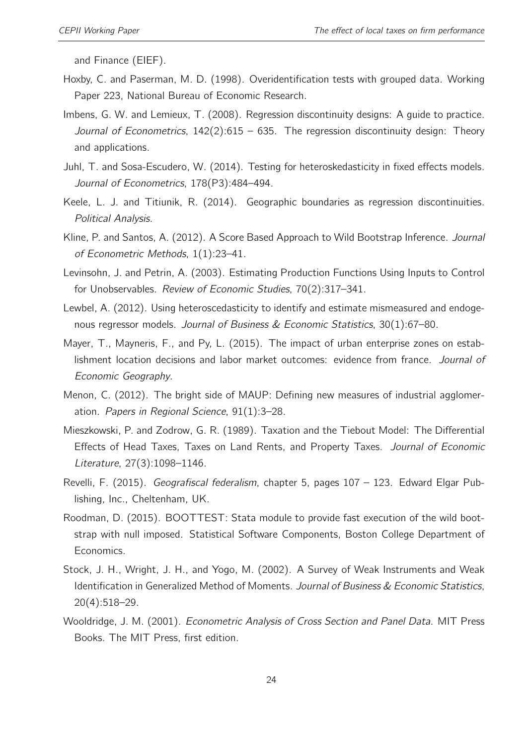and Finance (EIEF).

Hoxby, C. and Paserman, M. D. (1998). Overidentification tests with grouped data. Working Paper 223, National Bureau of Economic Research.

Imbens, G. W. and Lemieux, T. (2008). Regression discontinuity designs: A guide to practice. *Journal of Econometrics*, 142(2):615 – 635. The regression discontinuity design: Theory and applications.

Juhl, T. and Sosa-Escudero, W. (2014). Testing for heteroskedasticity in fixed effects models. *Journal of Econometrics*, 178(P3):484–494.

Keele, L. J. and Titiunik, R. (2014). Geographic boundaries as regression discontinuities. *Political Analysis*.

Kline, P. and Santos, A. (2012). A Score Based Approach to Wild Bootstrap Inference. *Journal of Econometric Methods*, 1(1):23–41.

Levinsohn, J. and Petrin, A. (2003). Estimating Production Functions Using Inputs to Control for Unobservables. *Review of Economic Studies*, 70(2):317–341.

Lewbel, A. (2012). Using heteroscedasticity to identify and estimate mismeasured and endogenous regressor models. *Journal of Business & Economic Statistics*, 30(1):67–80.

Mayer, T., Mayneris, F., and Py, L. (2015). The impact of urban enterprise zones on establishment location decisions and labor market outcomes: evidence from france. *Journal of Economic Geography*.

Menon, C. (2012). The bright side of MAUP: Defining new measures of industrial agglomeration. *Papers in Regional Science*, 91(1):3–28.

Mieszkowski, P. and Zodrow, G. R. (1989). Taxation and the Tiebout Model: The Differential Effects of Head Taxes, Taxes on Land Rents, and Property Taxes. *Journal of Economic Literature*, 27(3):1098–1146.

Revelli, F. (2015). *Geografiscal federalism*, chapter 5, pages 107 – 123. Edward Elgar Publishing, Inc., Cheltenham, UK.

Roodman, D. (2015). BOOTTEST: Stata module to provide fast execution of the wild bootstrap with null imposed. Statistical Software Components, Boston College Department of Economics.

Stock, J. H., Wright, J. H., and Yogo, M. (2002). A Survey of Weak Instruments and Weak Identification in Generalized Method of Moments. *Journal of Business & Economic Statistics*, 20(4):518–29.

Wooldridge, J. M. (2001). *Econometric Analysis of Cross Section and Panel Data*. MIT Press Books. The MIT Press, first edition.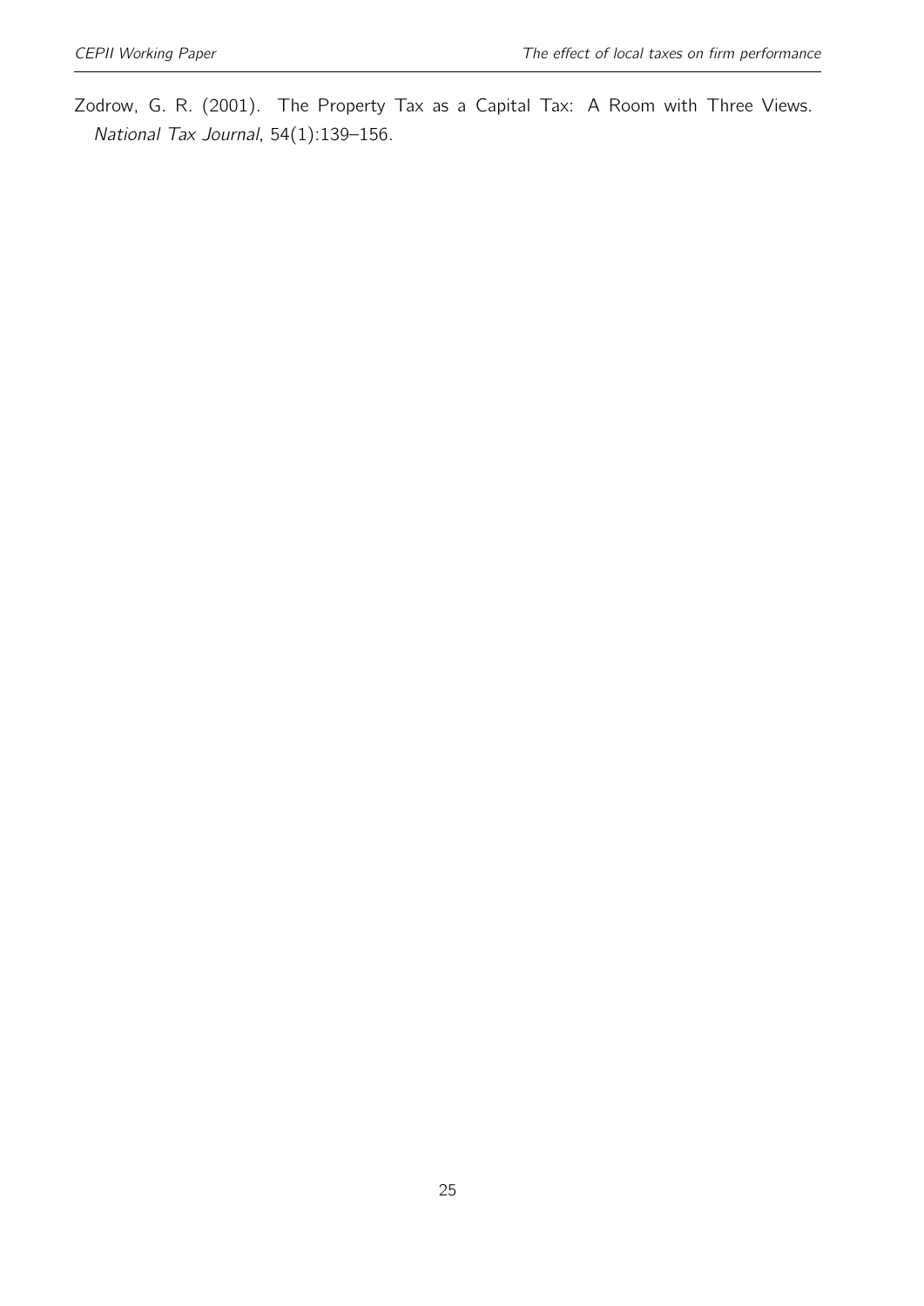Zodrow, G. R. (2001). The Property Tax as a Capital Tax: A Room with Three Views. *National Tax Journal*, 54(1):139–156.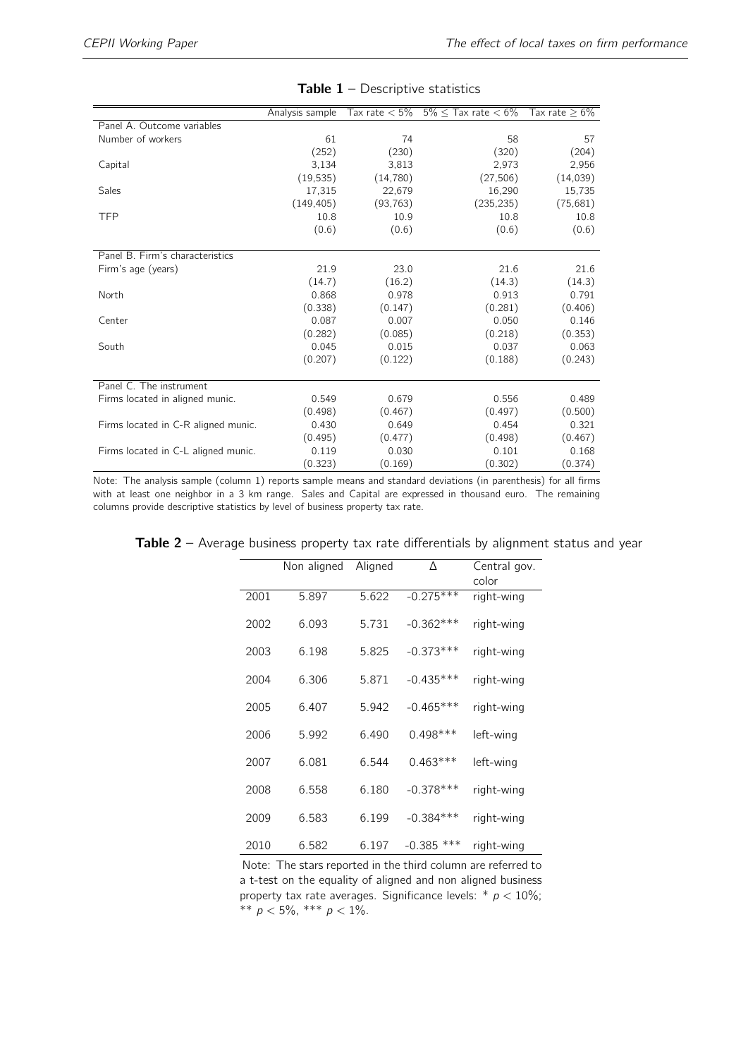**Table 1** – Descriptive statistics

| | Analysis sample | Tax rate $< 5\%$ | $5\% \leq$ Tax rate $< 6\%$ | Tax rate $\geq 6\%$ |
|---|---|---|---|---|
| Panel A. Outcome variables | | | | |
| Number of workers | 61 | 74 | 58 | 57 |
| | (252) | (230) | (320) | (204) |
| Capital | 3,134 | 3,813 | 2,973 | 2,956 |
| | (19,535) | (14,780) | (27,506) | (14,039) |
| Sales | 17,315 | 22,679 | 16,290 | 15,735 |
| | (149,405) | (93,763) | (235,235) | (75,681) |
| TFP | 10.8 | 10.9 | 10.8 | 10.8 |
| | (0.6) | (0.6) | (0.6) | (0.6) |
| Panel B. Firm's characteristics | | | | |
| Firm's age (years) | 21.9 | 23.0 | 21.6 | 21.6 |
| | (14.7) | (16.2) | (14.3) | (14.3) |
| North | 0.868 | 0.978 | 0.913 | 0.791 |
| | (0.338) | (0.147) | (0.281) | (0.406) |
| Center | 0.087 | 0.007 | 0.050 | 0.146 |
| | (0.282) | (0.085) | (0.218) | (0.353) |
| South | 0.045 | 0.015 | 0.037 | 0.063 |
| | (0.207) | (0.122) | (0.188) | (0.243) |
| Panel C. The instrument | | | | |
| Firms located in aligned munic. | 0.549 | 0.679 | 0.556 | 0.489 |
| | (0.498) | (0.467) | (0.497) | (0.500) |
| Firms located in C-R aligned munic. | 0.430 | 0.649 | 0.454 | 0.321 |
| | (0.495) | (0.477) | (0.498) | (0.467) |
| Firms located in C-L aligned munic. | 0.119 | 0.030 | 0.101 | 0.168 |
| | (0.323) | (0.169) | (0.302) | (0.374) |

Note: The analysis sample (column 1) reports sample means and standard deviations (in parenthesis) for all firms with at least one neighbor in a 3 km range. Sales and Capital are expressed in thousand euro. The remaining columns provide descriptive statistics by level of business property tax rate.

**Table 2** – Average business property tax rate differentials by alignment status and year

| | Non aligned | Aligned | Δ | Central gov. color |
|---|---|---|---|---|
| 2001 | 5.897 | 5.622 | -0.275*** | right-wing |
| 2002 | 6.093 | 5.731 | -0.362*** | right-wing |
| 2003 | 6.198 | 5.825 | -0.373*** | right-wing |
| 2004 | 6.306 | 5.871 | -0.435*** | right-wing |
| 2005 | 6.407 | 5.942 | -0.465*** | right-wing |
| 2006 | 5.992 | 6.490 | 0.498*** | left-wing |
| 2007 | 6.081 | 6.544 | 0.463*** | left-wing |
| 2008 | 6.558 | 6.180 | -0.378*** | right-wing |
| 2009 | 6.583 | 6.199 | -0.384*** | right-wing |
| 2010 | 6.582 | 6.197 | -0.385 *** | right-wing |

Note: The stars reported in the third column are referred to a t-test on the equality of aligned and non aligned business property tax rate averages. Significance levels: * $p < 10\%$; ** $p < 5\%$, *** $p < 1\%$.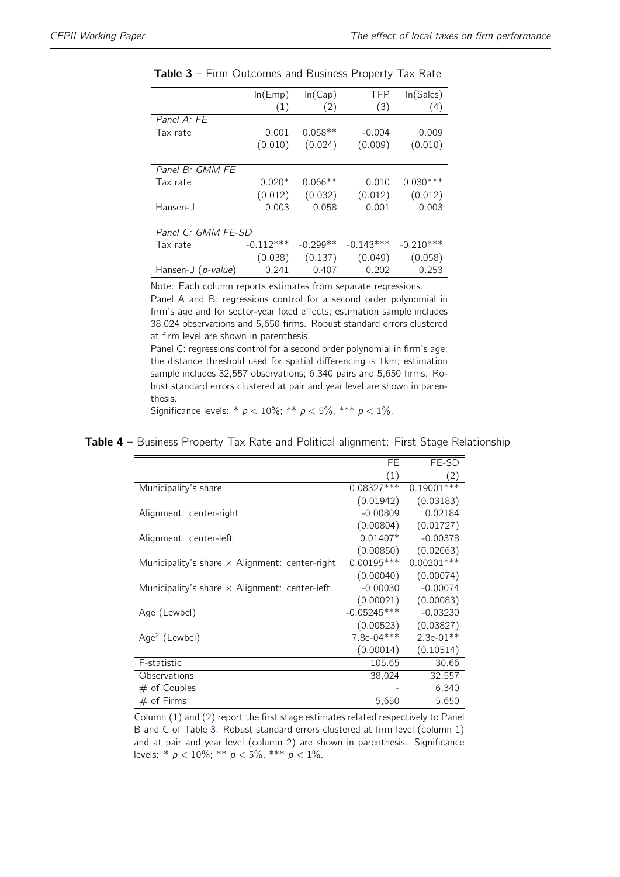**Table 3** – Firm Outcomes and Business Property Tax Rate

| | ln(Emp) | ln(Cap) | TFP | ln(Sales) |
|---|---|---|---|---|
| | (1) | (2) | (3) | (4) |
| *Panel A: FE* | | | | |
| Tax rate | 0.001 | 0.058** | -0.004 | 0.009 |
| | (0.010) | (0.024) | (0.009) | (0.010) |
| *Panel B: GMM FE* | | | | |
| Tax rate | 0.020* | 0.066** | 0.010 | 0.030*** |
| | (0.012) | (0.032) | (0.012) | (0.012) |
| Hansen-J | 0.003 | 0.058 | 0.001 | 0.003 |
| *Panel C: GMM FE-SD* | | | | |
| Tax rate | -0.112*** | -0.299** | -0.143*** | -0.210*** |
| | (0.038) | (0.137) | (0.049) | (0.058) |
| Hansen-J (*p-value*) | 0.241 | 0.407 | 0.202 | 0.253 |

Note: Each column reports estimates from separate regressions.
Panel A and B: regressions control for a second order polynomial in firm's age and for sector-year fixed effects; estimation sample includes 38,024 observations and 5,650 firms. Robust standard errors clustered at firm level are shown in parenthesis.
Panel C: regressions control for a second order polynomial in firm's age; the distance threshold used for spatial differencing is 1km; estimation sample includes 32,557 observations; 6,340 pairs and 5,650 firms. Robust standard errors clustered at pair and year level are shown in parenthesis.
Significance levels: * $p < 10\%$; ** $p < 5\%$, *** $p < 1\%$.

**Table 4** – Business Property Tax Rate and Political alignment: First Stage Relationship

| | FE | FE-SD |
|---|---|---|
| | (1) | (2) |
| Municipality's share | 0.08327*** | 0.19001*** |
| | (0.01942) | (0.03183) |
| Alignment: center-right | -0.00809 | 0.02184 |
| | (0.00804) | (0.01727) |
| Alignment: center-left | 0.01407* | -0.00378 |
| | (0.00850) | (0.02063) |
| Municipality's share × Alignment: center-right | 0.00195*** | 0.00201*** |
| | (0.00040) | (0.00074) |
| Municipality's share × Alignment: center-left | -0.00030 | -0.00074 |
| | (0.00021) | (0.00083) |
| Age (Lewbel) | -0.05245*** | -0.03230 |
| | (0.00523) | (0.03827) |
| $Age^2$ (Lewbel) | 7.8e-04*** | 2.3e-01** |
| | (0.00014) | (0.10514) |
| F-statistic | 105.65 | 30.66 |
| Observations | 38,024 | 32,557 |
| # of Couples | - | 6,340 |
| # of Firms | 5,650 | 5,650 |

Column (1) and (2) report the first stage estimates related respectively to Panel B and C of Table 3. Robust standard errors clustered at firm level (column 1) and at pair and year level (column 2) are shown in parenthesis. Significance levels: * $p < 10\%$; ** $p < 5\%$, *** $p < 1\%$.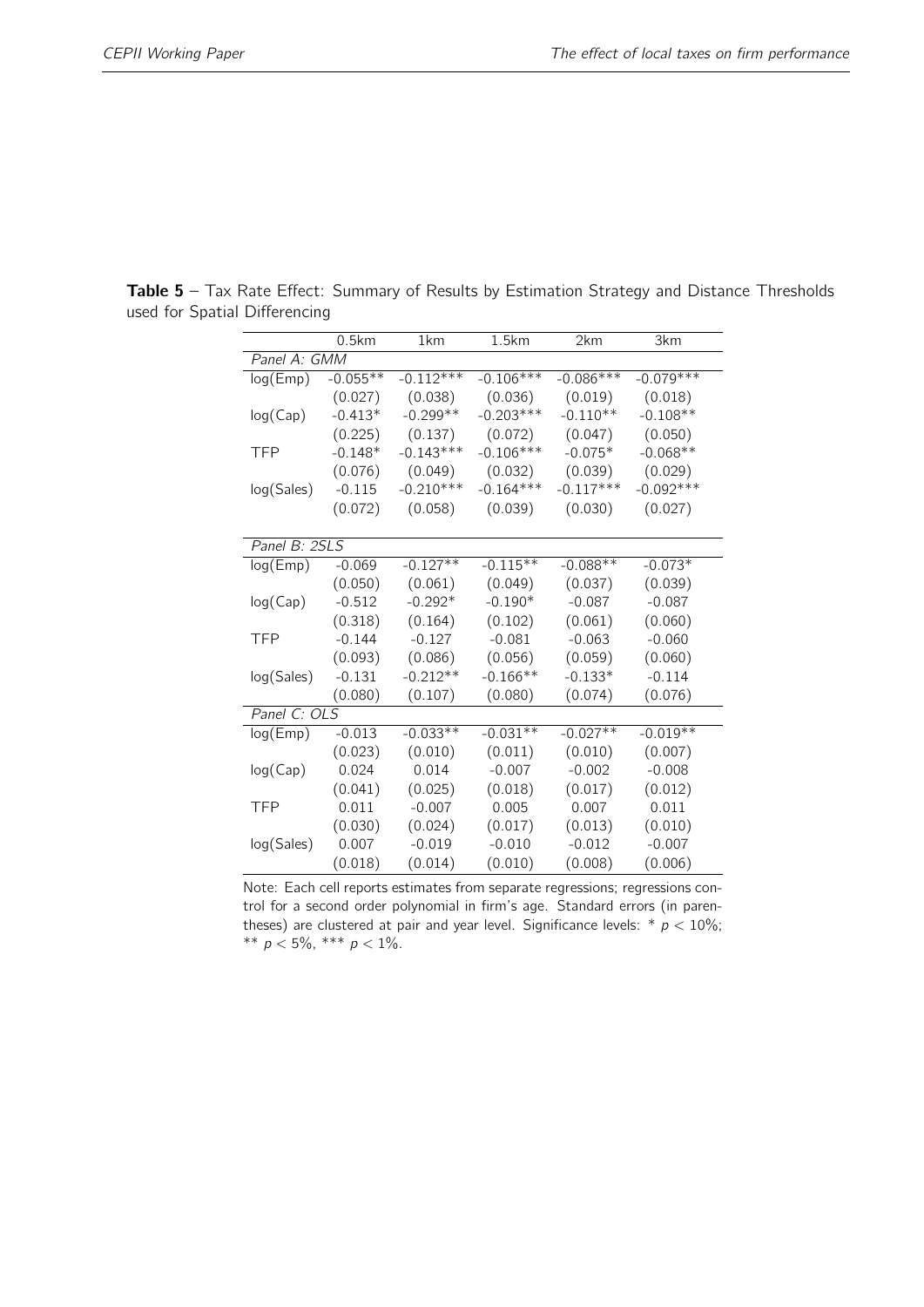**Table 5** – Tax Rate Effect: Summary of Results by Estimation Strategy and Distance Thresholds used for Spatial Differencing

| | 0.5km | 1km | 1.5km | 2km | 3km |
|---|---|---|---|---|---|
| *Panel A: GMM* | | | | | |
| log(Emp) | -0.055** | -0.112*** | -0.106*** | -0.086*** | -0.079*** |
| | (0.027) | (0.038) | (0.036) | (0.019) | (0.018) |
| log(Cap) | -0.413* | -0.299** | -0.203*** | -0.110** | -0.108** |
| | (0.225) | (0.137) | (0.072) | (0.047) | (0.050) |
| TFP | -0.148* | -0.143*** | -0.106*** | -0.075* | -0.068** |
| | (0.076) | (0.049) | (0.032) | (0.039) | (0.029) |
| log(Sales) | -0.115 | -0.210*** | -0.164*** | -0.117*** | -0.092*** |
| | (0.072) | (0.058) | (0.039) | (0.030) | (0.027) |
| *Panel B: 2SLS* | | | | | |
| log(Emp) | -0.069 | -0.127** | -0.115** | -0.088** | -0.073* |
| | (0.050) | (0.061) | (0.049) | (0.037) | (0.039) |
| log(Cap) | -0.512 | -0.292* | -0.190* | -0.087 | -0.087 |
| | (0.318) | (0.164) | (0.102) | (0.061) | (0.060) |
| TFP | -0.144 | -0.127 | -0.081 | -0.063 | -0.060 |
| | (0.093) | (0.086) | (0.056) | (0.059) | (0.060) |
| log(Sales) | -0.131 | -0.212** | -0.166** | -0.133* | -0.114 |
| | (0.080) | (0.107) | (0.080) | (0.074) | (0.076) |
| *Panel C: OLS* | | | | | |
| log(Emp) | -0.013 | -0.033** | -0.031** | -0.027** | -0.019** |
| | (0.023) | (0.010) | (0.011) | (0.010) | (0.007) |
| log(Cap) | 0.024 | 0.014 | -0.007 | -0.002 | -0.008 |
| | (0.041) | (0.025) | (0.018) | (0.017) | (0.012) |
| TFP | 0.011 | -0.007 | 0.005 | 0.007 | 0.011 |
| | (0.030) | (0.024) | (0.017) | (0.013) | (0.010) |
| log(Sales) | 0.007 | -0.019 | -0.010 | -0.012 | -0.007 |
| | (0.018) | (0.014) | (0.010) | (0.008) | (0.006) |

Note: Each cell reports estimates from separate regressions; regressions control for a second order polynomial in firm's age. Standard errors (in parentheses) are clustered at pair and year level. Significance levels: * $p < 10\%$; ** $p < 5\%$, *** $p < 1\%$.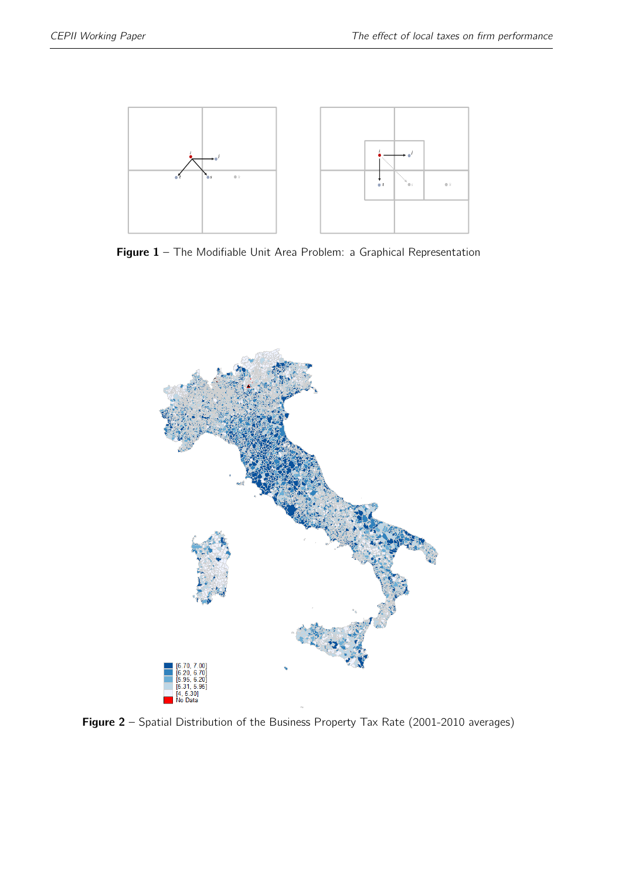**Figure 1** – The Modifiable Unit Area Problem: a Graphical Representation

**Figure 2** – Spatial Distribution of the Business Property Tax Rate (2001-2010 averages)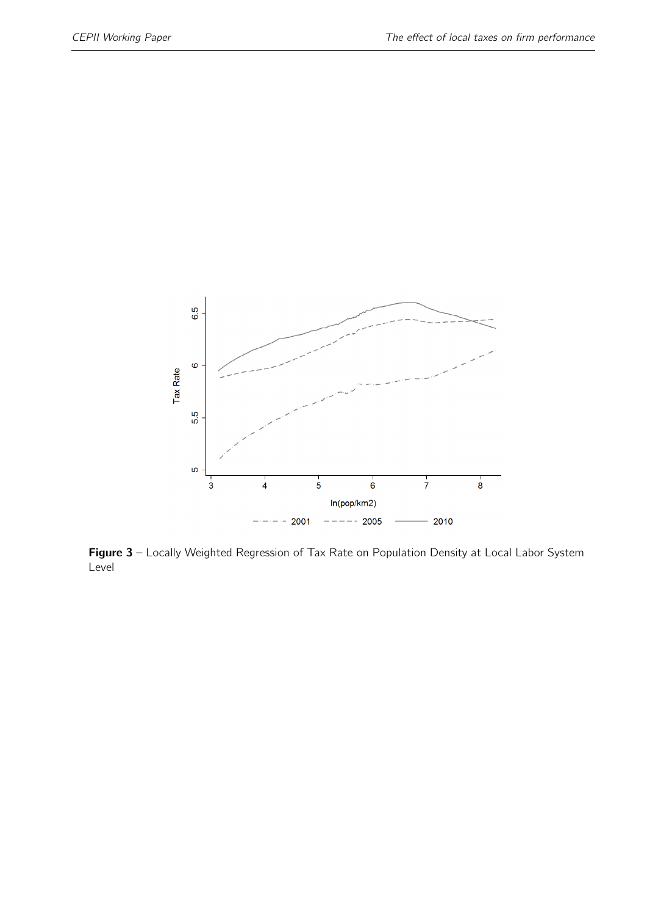**Figure 3** – Locally Weighted Regression of Tax Rate on Population Density at Local Labor System Level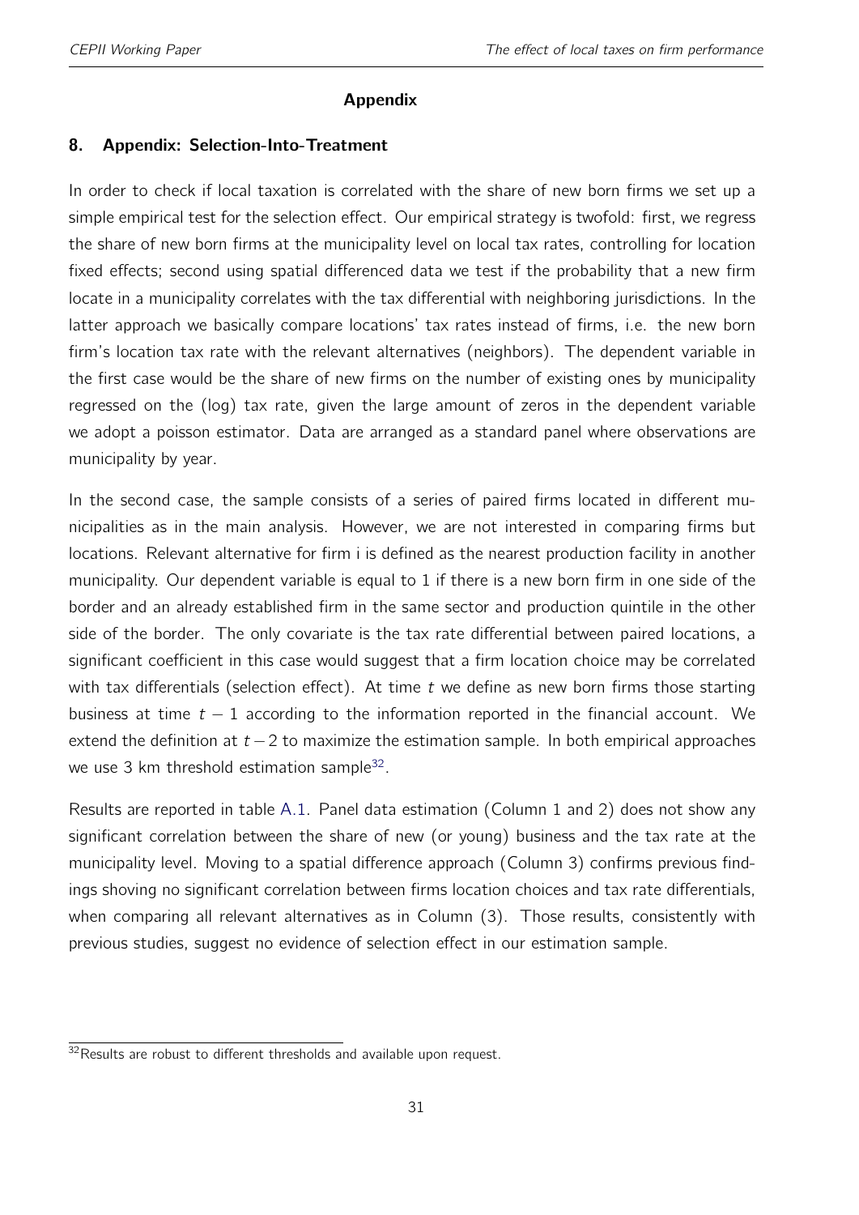# Appendix

## 8. Appendix: Selection-Into-Treatment

In order to check if local taxation is correlated with the share of new born firms we set up a simple empirical test for the selection effect. Our empirical strategy is twofold: first, we regress the share of new born firms at the municipality level on local tax rates, controlling for location fixed effects; second using spatial differenced data we test if the probability that a new firm locate in a municipality correlates with the tax differential with neighboring jurisdictions. In the latter approach we basically compare locations' tax rates instead of firms, i.e. the new born firm's location tax rate with the relevant alternatives (neighbors). The dependent variable in the first case would be the share of new firms on the number of existing ones by municipality regressed on the (log) tax rate, given the large amount of zeros in the dependent variable we adopt a poisson estimator. Data are arranged as a standard panel where observations are municipality by year.

In the second case, the sample consists of a series of paired firms located in different municipalities as in the main analysis. However, we are not interested in comparing firms but locations. Relevant alternative for firm i is defined as the nearest production facility in another municipality. Our dependent variable is equal to 1 if there is a new born firm in one side of the border and an already established firm in the same sector and production quintile in the other side of the border. The only covariate is the tax rate differential between paired locations, a significant coefficient in this case would suggest that a firm location choice may be correlated with tax differentials (selection effect). At time $t$ we define as new born firms those starting business at time $t-1$ according to the information reported in the financial account. We extend the definition at $t-2$ to maximize the estimation sample. In both empirical approaches we use 3 km threshold estimation sample[32].

Results are reported in table A.1. Panel data estimation (Column 1 and 2) does not show any significant correlation between the share of new (or young) business and the tax rate at the municipality level. Moving to a spatial difference approach (Column 3) confirms previous findings shoving no significant correlation between firms location choices and tax rate differentials, when comparing all relevant alternatives as in Column (3). Those results, consistently with previous studies, suggest no evidence of selection effect in our estimation sample.

[32] Results are robust to different thresholds and available upon request.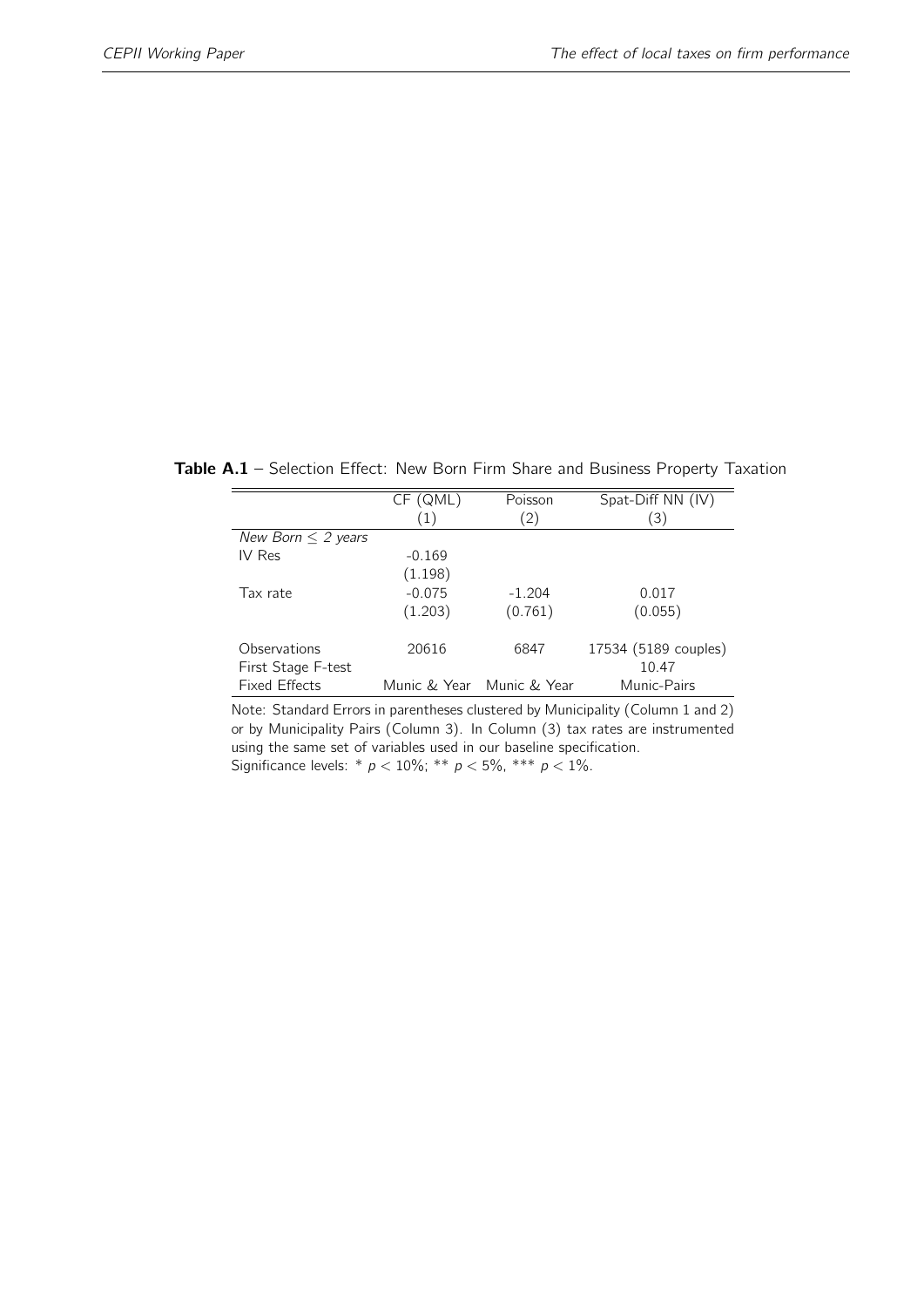**Table A.1** – Selection Effect: New Born Firm Share and Business Property Taxation

| | CF (QML) | Poisson | Spat-Diff NN (IV) |
|---|---|---|---|
| | (1) | (2) | (3) |
| *New Born ≤ 2 years* | | | |
| IV Res | -0.169 | | |
| | (1.198) | | |
| Tax rate | -0.075 | -1.204 | 0.017 |
| | (1.203) | (0.761) | (0.055) |
| Observations | 20616 | 6847 | 17534 (5189 couples) |
| First Stage F-test | | | 10.47 |
| Fixed Effects | Munic & Year | Munic & Year | Munic-Pairs |

Note: Standard Errors in parentheses clustered by Municipality (Column 1 and 2) or by Municipality Pairs (Column 3). In Column (3) tax rates are instrumented using the same set of variables used in our baseline specification.
Significance levels: * $p < 10\%$; ** $p < 5\%$, *** $p < 1\%$.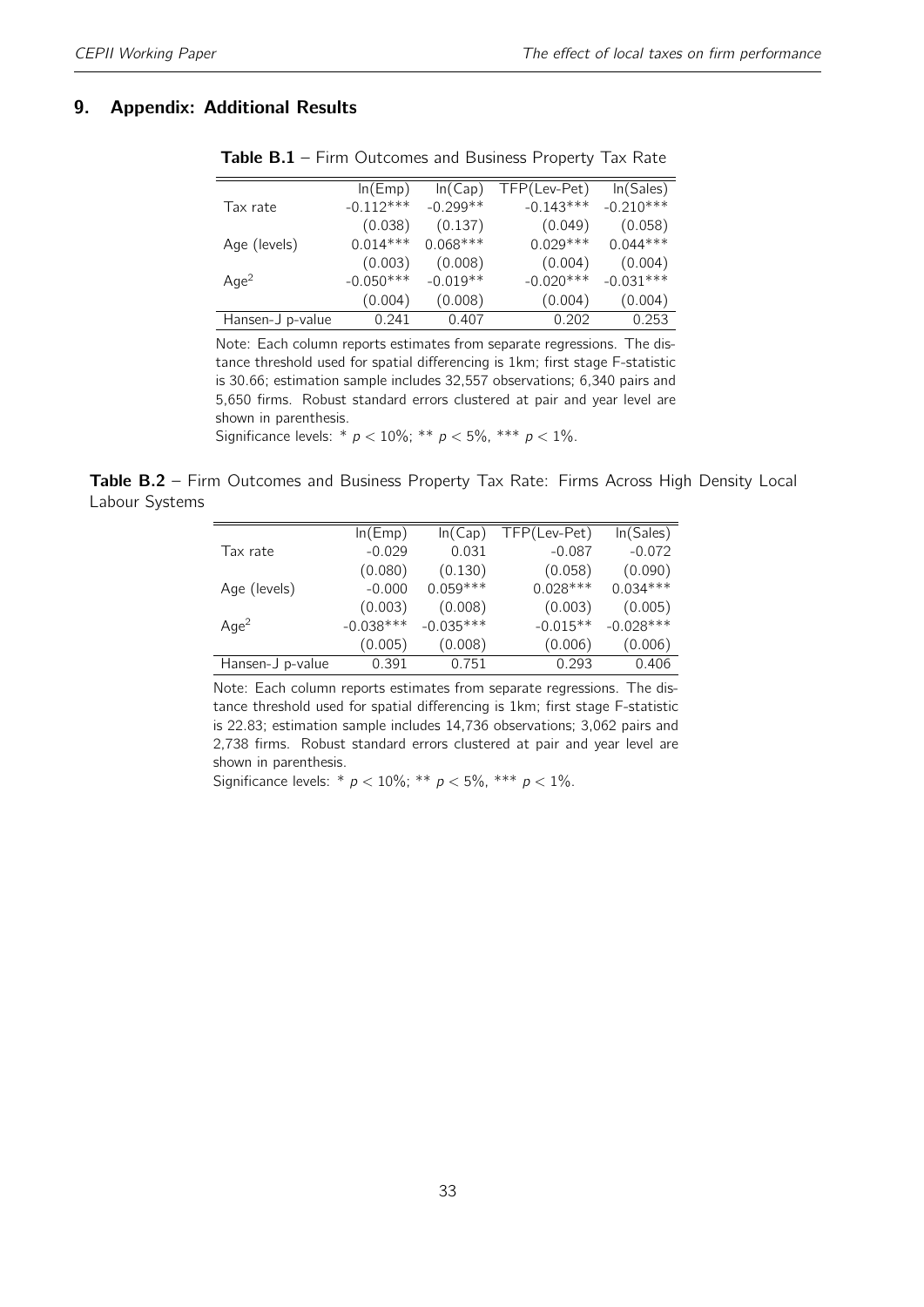## 9. Appendix: Additional Results

**Table B.1** – Firm Outcomes and Business Property Tax Rate

| | ln(Emp) | ln(Cap) | TFP(Lev-Pet) | ln(Sales) |
|---|---|---|---|---|
| Tax rate | -0.112*** | -0.299** | -0.143*** | -0.210*** |
| | (0.038) | (0.137) | (0.049) | (0.058) |
| Age (levels) | 0.014*** | 0.068*** | 0.029*** | 0.044*** |
| | (0.003) | (0.008) | (0.004) | (0.004) |
| $Age^2$ | -0.050*** | -0.019** | -0.020*** | -0.031*** |
| | (0.004) | (0.008) | (0.004) | (0.004) |
| Hansen-J p-value | 0.241 | 0.407 | 0.202 | 0.253 |

Note: Each column reports estimates from separate regressions. The distance threshold used for spatial differencing is 1km; first stage F-statistic is 30.66; estimation sample includes 32,557 observations; 6,340 pairs and 5,650 firms. Robust standard errors clustered at pair and year level are shown in parenthesis.
Significance levels: * $p < 10\%$; ** $p < 5\%$, *** $p < 1\%$.

**Table B.2** – Firm Outcomes and Business Property Tax Rate: Firms Across High Density Local Labour Systems

| | ln(Emp) | ln(Cap) | TFP(Lev-Pet) | ln(Sales) |
|---|---|---|---|---|
| Tax rate | -0.029 | 0.031 | -0.087 | -0.072 |
| | (0.080) | (0.130) | (0.058) | (0.090) |
| Age (levels) | -0.000 | 0.059*** | 0.028*** | 0.034*** |
| | (0.003) | (0.008) | (0.003) | (0.005) |
| $Age^2$ | -0.038*** | -0.035*** | -0.015** | -0.028*** |
| | (0.005) | (0.008) | (0.006) | (0.006) |
| Hansen-J p-value | 0.391 | 0.751 | 0.293 | 0.406 |

Note: Each column reports estimates from separate regressions. The distance threshold used for spatial differencing is 1km; first stage F-statistic is 22.83; estimation sample includes 14,736 observations; 3,062 pairs and 2,738 firms. Robust standard errors clustered at pair and year level are shown in parenthesis.
Significance levels: * $p < 10\%$; ** $p < 5\%$, *** $p < 1\%$.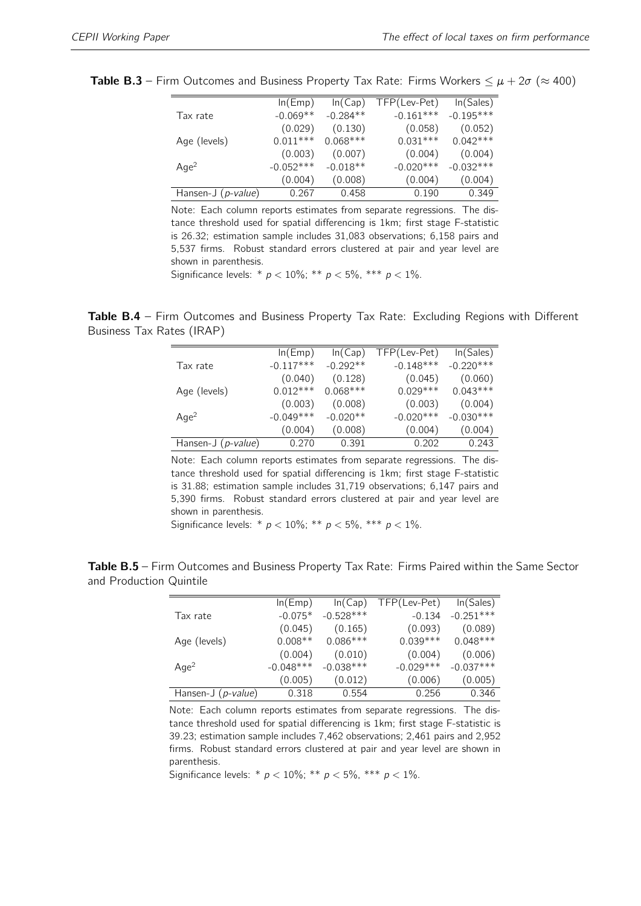**Table B.3** – Firm Outcomes and Business Property Tax Rate: Firms Workers $\leq \mu + 2\sigma$ ($\approx 400$)

| | ln(Emp) | ln(Cap) | TFP(Lev-Pet) | ln(Sales) |
|---|---|---|---|---|
| Tax rate | -0.069** | -0.284** | -0.161*** | -0.195*** |
| | (0.029) | (0.130) | (0.058) | (0.052) |
| Age (levels) | 0.011*** | 0.068*** | 0.031*** | 0.042*** |
| | (0.003) | (0.007) | (0.004) | (0.004) |
| Age$^2$ | -0.052*** | -0.018** | -0.020*** | -0.032*** |
| | (0.004) | (0.008) | (0.004) | (0.004) |
| Hansen-J (*p-value*) | 0.267 | 0.458 | 0.190 | 0.349 |

Note: Each column reports estimates from separate regressions. The distance threshold used for spatial differencing is 1km; first stage F-statistic is 26.32; estimation sample includes 31,083 observations; 6,158 pairs and 5,537 firms. Robust standard errors clustered at pair and year level are shown in parenthesis.

Significance levels: * $p < 10\%$; ** $p < 5\%$, *** $p < 1\%$.

**Table B.4** – Firm Outcomes and Business Property Tax Rate: Excluding Regions with Different Business Tax Rates (IRAP)

| | ln(Emp) | ln(Cap) | TFP(Lev-Pet) | ln(Sales) |
|---|---|---|---|---|
| Tax rate | -0.117*** | -0.292** | -0.148*** | -0.220*** |
| | (0.040) | (0.128) | (0.045) | (0.060) |
| Age (levels) | 0.012*** | 0.068*** | 0.029*** | 0.043*** |
| | (0.003) | (0.008) | (0.003) | (0.004) |
| Age$^2$ | -0.049*** | -0.020** | -0.020*** | -0.030*** |
| | (0.004) | (0.008) | (0.004) | (0.004) |
| Hansen-J (*p-value*) | 0.270 | 0.391 | 0.202 | 0.243 |

Note: Each column reports estimates from separate regressions. The distance threshold used for spatial differencing is 1km; first stage F-statistic is 31.88; estimation sample includes 31,719 observations; 6,147 pairs and 5,390 firms. Robust standard errors clustered at pair and year level are shown in parenthesis.

Significance levels: * $p < 10\%$; ** $p < 5\%$, *** $p < 1\%$.

**Table B.5** – Firm Outcomes and Business Property Tax Rate: Firms Paired within the Same Sector and Production Quintile

| | ln(Emp) | ln(Cap) | TFP(Lev-Pet) | ln(Sales) |
|---|---|---|---|---|
| Tax rate | -0.075* | -0.528*** | -0.134 | -0.251*** |
| | (0.045) | (0.165) | (0.093) | (0.089) |
| Age (levels) | 0.008** | 0.086*** | 0.039*** | 0.048*** |
| | (0.004) | (0.010) | (0.004) | (0.006) |
| Age$^2$ | -0.048*** | -0.038*** | -0.029*** | -0.037*** |
| | (0.005) | (0.012) | (0.006) | (0.005) |
| Hansen-J (*p-value*) | 0.318 | 0.554 | 0.256 | 0.346 |

Note: Each column reports estimates from separate regressions. The distance threshold used for spatial differencing is 1km; first stage F-statistic is 39.23; estimation sample includes 7,462 observations; 2,461 pairs and 2,952 firms. Robust standard errors clustered at pair and year level are shown in parenthesis.

Significance levels: * $p < 10\%$; ** $p < 5\%$, *** $p < 1\%$.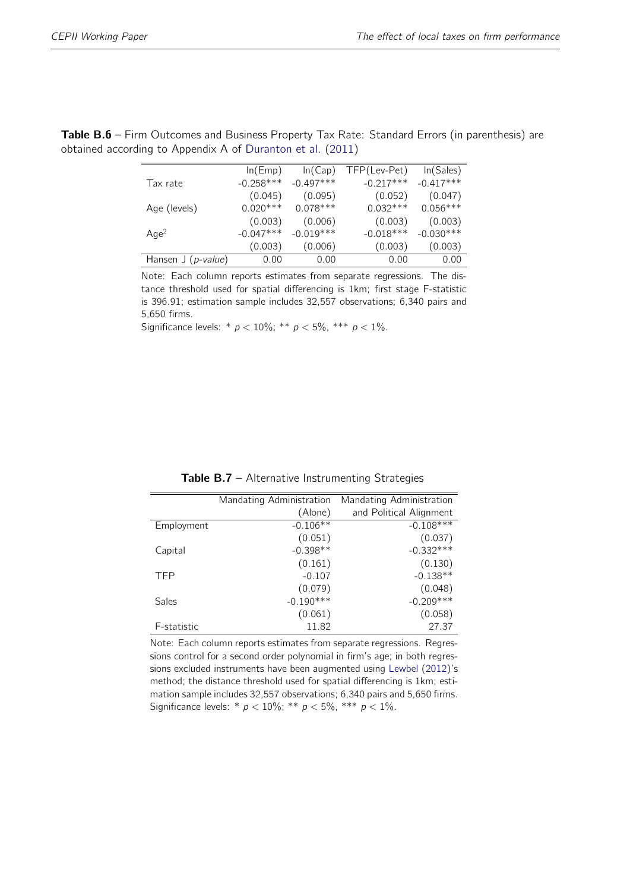**Table B.6** – Firm Outcomes and Business Property Tax Rate: Standard Errors (in parenthesis) are obtained according to Appendix A of Duranton et al. (2011)

| | ln(Emp) | ln(Cap) | TFP(Lev-Pet) | ln(Sales) |
|---|---|---|---|---|
| Tax rate | -0.258*** | -0.497*** | -0.217*** | -0.417*** |
| | (0.045) | (0.095) | (0.052) | (0.047) |
| Age (levels) | 0.020*** | 0.078*** | 0.032*** | 0.056*** |
| | (0.003) | (0.006) | (0.003) | (0.003) |
| $Age^2$ | -0.047*** | -0.019*** | -0.018*** | -0.030*** |
| | (0.003) | (0.006) | (0.003) | (0.003) |
| Hansen J (*p-value*) | 0.00 | 0.00 | 0.00 | 0.00 |

Note: Each column reports estimates from separate regressions. The distance threshold used for spatial differencing is 1km; first stage F-statistic is 396.91; estimation sample includes 32,557 observations; 6,340 pairs and 5,650 firms.
Significance levels: * $p < 10\%$; ** $p < 5\%$, *** $p < 1\%$.

**Table B.7** – Alternative Instrumenting Strategies

| | Mandating Administration (Alone) | Mandating Administration and Political Alignment |
|---|---|---|
| Employment | -0.106** | -0.108*** |
| | (0.051) | (0.037) |
| Capital | -0.398** | -0.332*** |
| | (0.161) | (0.130) |
| TFP | -0.107 | -0.138** |
| | (0.079) | (0.048) |
| Sales | -0.190*** | -0.209*** |
| | (0.061) | (0.058) |
| F-statistic | 11.82 | 27.37 |

Note: Each column reports estimates from separate regressions. Regressions control for a second order polynomial in firm's age; in both regressions excluded instruments have been augmented using Lewbel (2012)'s method; the distance threshold used for spatial differencing is 1km; estimation sample includes 32,557 observations; 6,340 pairs and 5,650 firms.
Significance levels: * $p < 10\%$; ** $p < 5\%$, *** $p < 1\%$.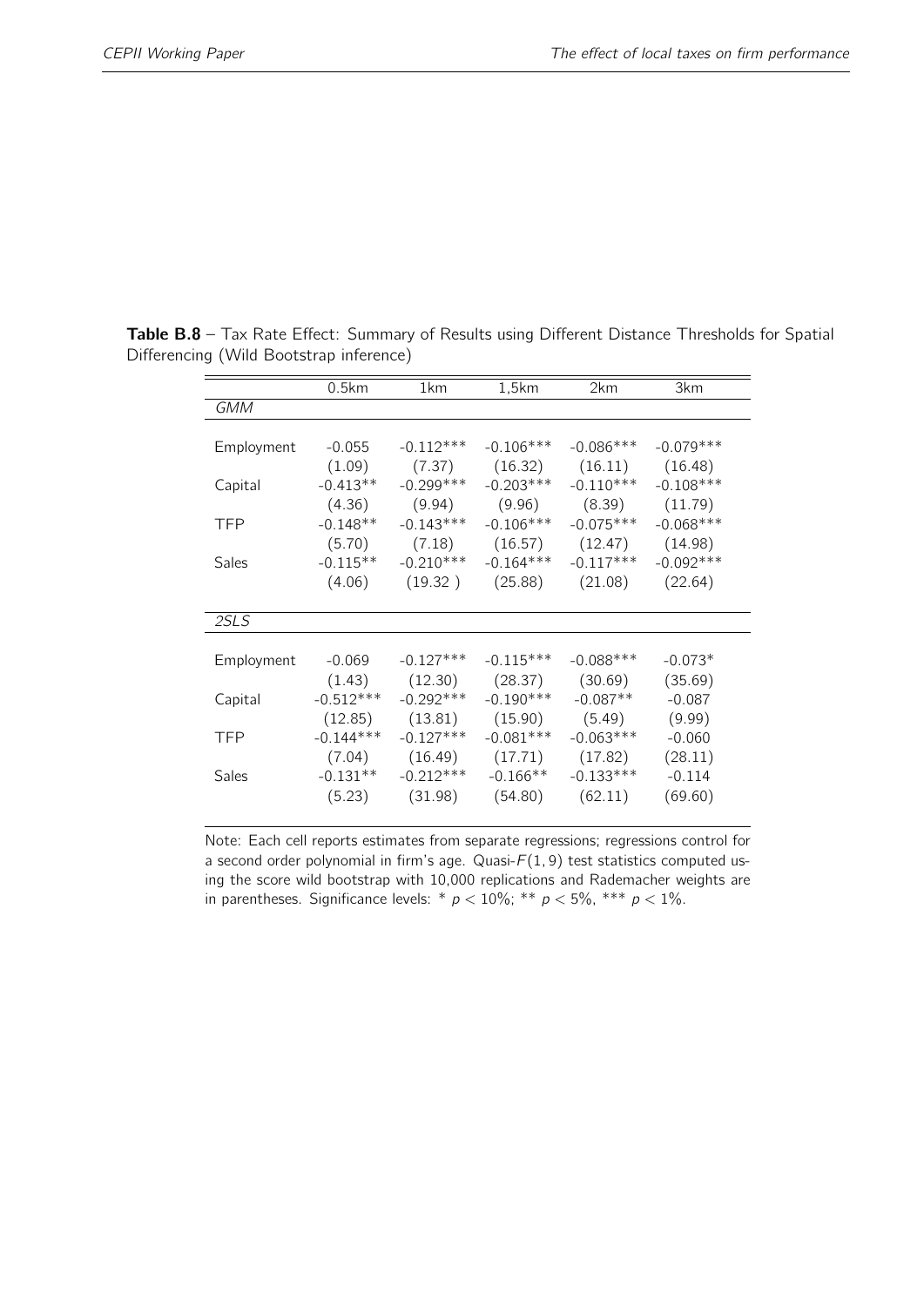**Table B.8** – Tax Rate Effect: Summary of Results using Different Distance Thresholds for Spatial Differencing (Wild Bootstrap inference)

| | 0.5km | 1km | 1,5km | 2km | 3km |
|---|---|---|---|---|---|
| *GMM* | | | | | |
| Employment | -0.055 | -0.112*** | -0.106*** | -0.086*** | -0.079*** |
| | (1.09) | (7.37) | (16.32) | (16.11) | (16.48) |
| Capital | -0.413** | -0.299*** | -0.203*** | -0.110*** | -0.108*** |
| | (4.36) | (9.94) | (9.96) | (8.39) | (11.79) |
| TFP | -0.148** | -0.143*** | -0.106*** | -0.075*** | -0.068*** |
| | (5.70) | (7.18) | (16.57) | (12.47) | (14.98) |
| Sales | -0.115** | -0.210*** | -0.164*** | -0.117*** | -0.092*** |
| | (4.06) | (19.32 ) | (25.88) | (21.08) | (22.64) |
| *2SLS* | | | | | |
| Employment | -0.069 | -0.127*** | -0.115*** | -0.088*** | -0.073* |
| | (1.43) | (12.30) | (28.37) | (30.69) | (35.69) |
| Capital | -0.512*** | -0.292*** | -0.190*** | -0.087** | -0.087 |
| | (12.85) | (13.81) | (15.90) | (5.49) | (9.99) |
| TFP | -0.144*** | -0.127*** | -0.081*** | -0.063*** | -0.060 |
| | (7.04) | (16.49) | (17.71) | (17.82) | (28.11) |
| Sales | -0.131** | -0.212*** | -0.166** | -0.133*** | -0.114 |
| | (5.23) | (31.98) | (54.80) | (62.11) | (69.60) |

Note: Each cell reports estimates from separate regressions; regressions control for a second order polynomial in firm's age. Quasi-$F(1, 9)$ test statistics computed using the score wild bootstrap with 10,000 replications and Rademacher weights are in parentheses. Significance levels: * $p < 10\%$; ** $p < 5\%$, *** $p < 1\%$.